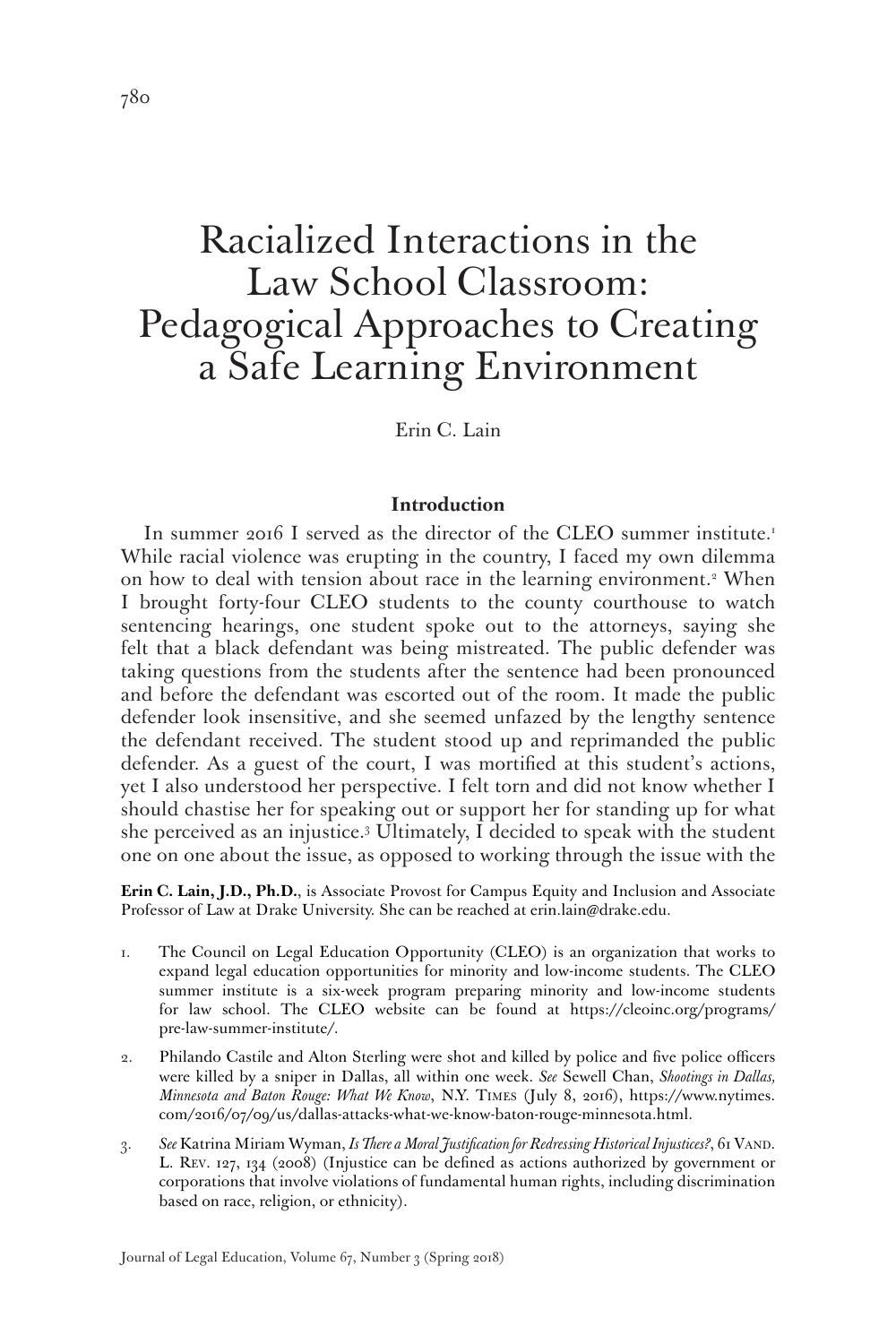# Racialized Interactions in the Law School Classroom: Pedagogical Approaches to Creating a Safe Learning Environment

Erin C. Lain

## Introduction

In summer 2016 I served as the director of the CLEO summer institute.[1] While racial violence was erupting in the country, I faced my own dilemma on how to deal with tension about race in the learning environment.[2] When I brought forty-four CLEO students to the county courthouse to watch sentencing hearings, one student spoke out to the attorneys, saying she felt that a black defendant was being mistreated. The public defender was taking questions from the students after the sentence had been pronounced and before the defendant was escorted out of the room. It made the public defender look insensitive, and she seemed unfazed by the lengthy sentence the defendant received. The student stood up and reprimanded the public defender. As a guest of the court, I was mortified at this student's actions, yet I also understood her perspective. I felt torn and did not know whether I should chastise her for speaking out or support her for standing up for what she perceived as an injustice.[3] Ultimately, I decided to speak with the student one on one about the issue, as opposed to working through the issue with the

**Erin C. Lain, J.D., Ph.D.**, is Associate Provost for Campus Equity and Inclusion and Associate Professor of Law at Drake University. She can be reached at erin.lain@drake.edu.

1. The Council on Legal Education Opportunity (CLEO) is an organization that works to expand legal education opportunities for minority and low-income students. The CLEO summer institute is a six-week program preparing minority and low-income students for law school. The CLEO website can be found at https://cleoinc.org/programs/pre-law-summer-institute/.

2. Philando Castile and Alton Sterling were shot and killed by police and five police officers were killed by a sniper in Dallas, all within one week. *See* Sewell Chan, *Shootings in Dallas, Minnesota and Baton Rouge: What We Know*, N.Y. Times (July 8, 2016), https://www.nytimes.com/2016/07/09/us/dallas-attacks-what-we-know-baton-rouge-minnesota.html.

3. *See* Katrina Miriam Wyman, *Is There a Moral Justification for Redressing Historical Injustices?*, 61 Vand. L. Rev. 127, 134 (2008) (Injustice can be defined as actions authorized by government or corporations that involve violations of fundamental human rights, including discrimination based on race, religion, or ethnicity).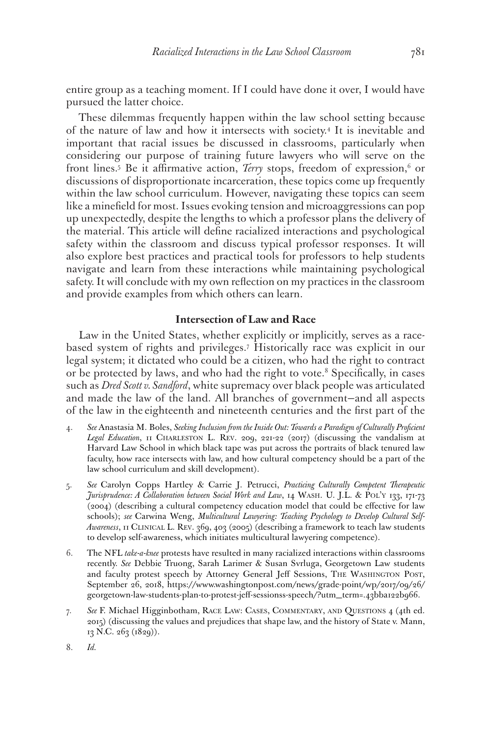entire group as a teaching moment. If I could have done it over, I would have pursued the latter choice.

These dilemmas frequently happen within the law school setting because of the nature of law and how it intersects with society.[4] It is inevitable and important that racial issues be discussed in classrooms, particularly when considering our purpose of training future lawyers who will serve on the front lines.[5] Be it affirmative action, *Terry* stops, freedom of expression,[6] or discussions of disproportionate incarceration, these topics come up frequently within the law school curriculum. However, navigating these topics can seem like a minefield for most. Issues evoking tension and microaggressions can pop up unexpectedly, despite the lengths to which a professor plans the delivery of the material. This article will define racialized interactions and psychological safety within the classroom and discuss typical professor responses. It will also explore best practices and practical tools for professors to help students navigate and learn from these interactions while maintaining psychological safety. It will conclude with my own reflection on my practices in the classroom and provide examples from which others can learn.

## Intersection of Law and Race

Law in the United States, whether explicitly or implicitly, serves as a race-based system of rights and privileges.[7] Historically race was explicit in our legal system; it dictated who could be a citizen, who had the right to contract or be protected by laws, and who had the right to vote.[8] Specifically, in cases such as *Dred Scott v. Sandford*, white supremacy over black people was articulated and made the law of the land. All branches of government—and all aspects of the law in the eighteenth and nineteenth centuries and the first part of the

4. *See* Anastasia M. Boles, *Seeking Inclusion from the Inside Out: Towards a Paradigm of Culturally Proficient Legal Education*, 11 Charleston L. Rev. 209, 221-22 (2017) (discussing the vandalism at Harvard Law School in which black tape was put across the portraits of black tenured law faculty, how race intersects with law, and how cultural competency should be a part of the law school curriculum and skill development).

5. *See* Carolyn Copps Hartley & Carrie J. Petrucci, *Practicing Culturally Competent Therapeutic Jurisprudence: A Collaboration between Social Work and Law*, 14 Wash. U. J.L. & Pol'y 133, 171-73 (2004) (describing a cultural competency education model that could be effective for law schools); *see* Carwina Weng, *Multicultural Lawyering: Teaching Psychology to Develop Cultural Self-Awareness*, 11 Clinical L. Rev. 369, 403 (2005) (describing a framework to teach law students to develop self-awareness, which initiates multicultural lawyering competence).

6. The NFL *take-a-knee* protests have resulted in many racialized interactions within classrooms recently. *See* Debbie Truong, Sarah Larimer & Susan Svrluga, Georgetown Law students and faculty protest speech by Attorney General Jeff Sessions, The Washington Post, September 26, 2018, https://www.washingtonpost.com/news/grade-point/wp/2017/09/26/georgetown-law-students-plan-to-protest-jeff-sessionss-speech/?utm_term=.43bba122b966.

7. *See* F. Michael Higginbotham, Race Law: Cases, Commentary, and Questions 4 (4th ed. 2015) (discussing the values and prejudices that shape law, and the history of State v. Mann, 13 N.C. 263 (1829)).

8. *Id.*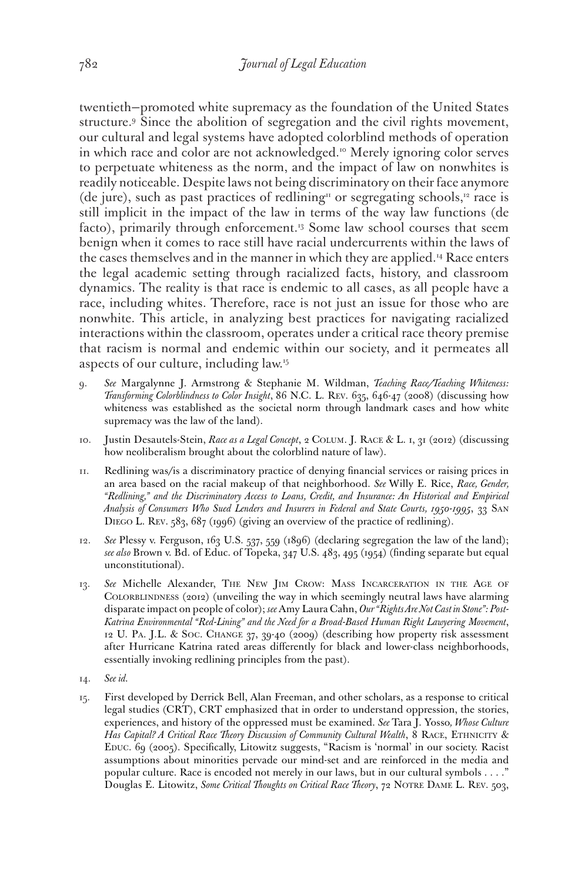twentieth—promoted white supremacy as the foundation of the United States structure.[9] Since the abolition of segregation and the civil rights movement, our cultural and legal systems have adopted colorblind methods of operation in which race and color are not acknowledged.[10] Merely ignoring color serves to perpetuate whiteness as the norm, and the impact of law on nonwhites is readily noticeable. Despite laws not being discriminatory on their face anymore (de jure), such as past practices of redlining[11] or segregating schools,[12] race is still implicit in the impact of the law in terms of the way law functions (de facto), primarily through enforcement.[13] Some law school courses that seem benign when it comes to race still have racial undercurrents within the laws of the cases themselves and in the manner in which they are applied.[14] Race enters the legal academic setting through racialized facts, history, and classroom dynamics. The reality is that race is endemic to all cases, as all people have a race, including whites. Therefore, race is not just an issue for those who are nonwhite. This article, in analyzing best practices for navigating racialized interactions within the classroom, operates under a critical race theory premise that racism is normal and endemic within our society, and it permeates all aspects of our culture, including law.[15]

9. *See* Margalynne J. Armstrong & Stephanie M. Wildman, *Teaching Race/Teaching Whiteness: Transforming Colorblindness to Color Insight*, 86 N.C. L. Rev. 635, 646-47 (2008) (discussing how whiteness was established as the societal norm through landmark cases and how white supremacy was the law of the land).

10. Justin Desautels-Stein, *Race as a Legal Concept*, 2 Colum. J. Race & L. 1, 31 (2012) (discussing how neoliberalism brought about the colorblind nature of law).

11. Redlining was/is a discriminatory practice of denying financial services or raising prices in an area based on the racial makeup of that neighborhood. *See* Willy E. Rice, *Race, Gender, "Redlining," and the Discriminatory Access to Loans, Credit, and Insurance: An Historical and Empirical Analysis of Consumers Who Sued Lenders and Insurers in Federal and State Courts, 1950-1995*, 33 San Diego L. Rev. 583, 687 (1996) (giving an overview of the practice of redlining).

12. *See* Plessy v. Ferguson, 163 U.S. 537, 559 (1896) (declaring segregation the law of the land); *see also* Brown v. Bd. of Educ. of Topeka, 347 U.S. 483, 495 (1954) (finding separate but equal unconstitutional).

13. *See* Michelle Alexander, The New Jim Crow: Mass Incarceration in the Age of Colorblindness (2012) (unveiling the way in which seemingly neutral laws have alarming disparate impact on people of color); *see* Amy Laura Cahn, *Our "Rights Are Not Cast in Stone": Post-Katrina Environmental "Red-Lining" and the Need for a Broad-Based Human Right Lawyering Movement*, 12 U. Pa. J.L. & Soc. Change 37, 39-40 (2009) (describing how property risk assessment after Hurricane Katrina rated areas differently for black and lower-class neighborhoods, essentially invoking redlining principles from the past).

14. *See id.*

15. First developed by Derrick Bell, Alan Freeman, and other scholars, as a response to critical legal studies (CRT), CRT emphasized that in order to understand oppression, the stories, experiences, and history of the oppressed must be examined. *See* Tara J. Yosso, *Whose Culture Has Capital? A Critical Race Theory Discussion of Community Cultural Wealth*, 8 Race, Ethnicity & Educ. 69 (2005). Specifically, Litowitz suggests, "Racism is 'normal' in our society. Racist assumptions about minorities pervade our mind-set and are reinforced in the media and popular culture. Race is encoded not merely in our laws, but in our cultural symbols . . . ." Douglas E. Litowitz, *Some Critical Thoughts on Critical Race Theory*, 72 Notre Dame L. Rev. 503,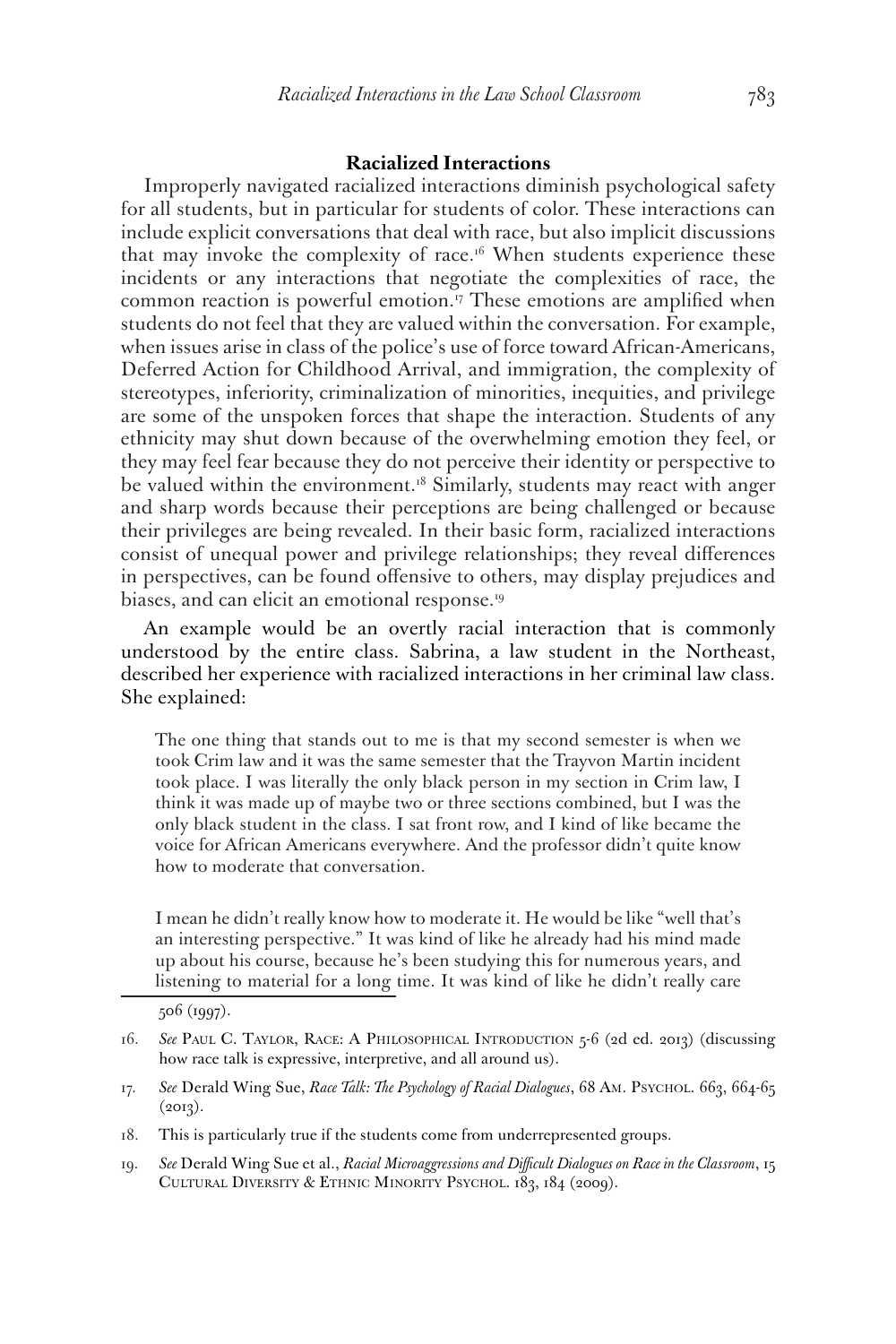**Racialized Interactions**

Improperly navigated racialized interactions diminish psychological safety for all students, but in particular for students of color. These interactions can include explicit conversations that deal with race, but also implicit discussions that may invoke the complexity of race.[16] When students experience these incidents or any interactions that negotiate the complexities of race, the common reaction is powerful emotion.[17] These emotions are amplified when students do not feel that they are valued within the conversation. For example, when issues arise in class of the police's use of force toward African-Americans, Deferred Action for Childhood Arrival, and immigration, the complexity of stereotypes, inferiority, criminalization of minorities, inequities, and privilege are some of the unspoken forces that shape the interaction. Students of any ethnicity may shut down because of the overwhelming emotion they feel, or they may feel fear because they do not perceive their identity or perspective to be valued within the environment.[18] Similarly, students may react with anger and sharp words because their perceptions are being challenged or because their privileges are being revealed. In their basic form, racialized interactions consist of unequal power and privilege relationships; they reveal differences in perspectives, can be found offensive to others, may display prejudices and biases, and can elicit an emotional response.[19]

An example would be an overtly racial interaction that is commonly understood by the entire class. Sabrina, a law student in the Northeast, described her experience with racialized interactions in her criminal law class. She explained:

> The one thing that stands out to me is that my second semester is when we took Crim law and it was the same semester that the Trayvon Martin incident took place. I was literally the only black person in my section in Crim law, I think it was made up of maybe two or three sections combined, but I was the only black student in the class. I sat front row, and I kind of like became the voice for African Americans everywhere. And the professor didn't quite know how to moderate that conversation.
>
> I mean he didn't really know how to moderate it. He would be like "well that's an interesting perspective." It was kind of like he already had his mind made up about his course, because he's been studying this for numerous years, and listening to material for a long time. It was kind of like he didn't really care

506 (1997).

16. *See* Paul C. Taylor, Race: A Philosophical Introduction 5-6 (2d ed. 2013) (discussing how race talk is expressive, interpretive, and all around us).

17. *See* Derald Wing Sue, *Race Talk: The Psychology of Racial Dialogues*, 68 Am. Psychol. 663, 664-65 (2013).

18. This is particularly true if the students come from underrepresented groups.

19. *See* Derald Wing Sue et al., *Racial Microaggressions and Difficult Dialogues on Race in the Classroom*, 15 Cultural Diversity & Ethnic Minority Psychol. 183, 184 (2009).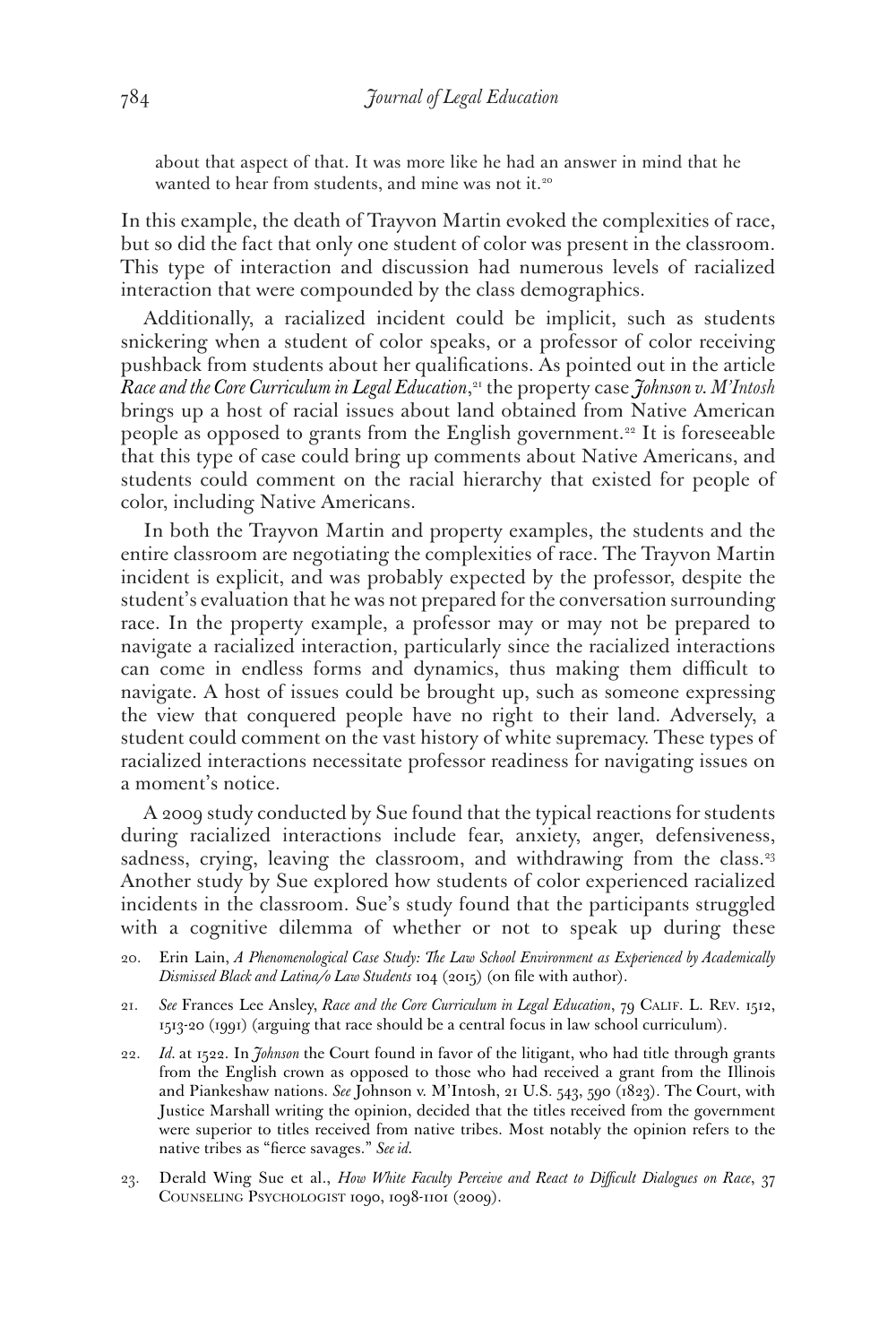> about that aspect of that. It was more like he had an answer in mind that he wanted to hear from students, and mine was not it.[20]

In this example, the death of Trayvon Martin evoked the complexities of race, but so did the fact that only one student of color was present in the classroom. This type of interaction and discussion had numerous levels of racialized interaction that were compounded by the class demographics.

Additionally, a racialized incident could be implicit, such as students snickering when a student of color speaks, or a professor of color receiving pushback from students about her qualifications. As pointed out in the article *Race and the Core Curriculum in Legal Education*,[21] the property case *Johnson v. M'Intosh* brings up a host of racial issues about land obtained from Native American people as opposed to grants from the English government.[22] It is foreseeable that this type of case could bring up comments about Native Americans, and students could comment on the racial hierarchy that existed for people of color, including Native Americans.

In both the Trayvon Martin and property examples, the students and the entire classroom are negotiating the complexities of race. The Trayvon Martin incident is explicit, and was probably expected by the professor, despite the student's evaluation that he was not prepared for the conversation surrounding race. In the property example, a professor may or may not be prepared to navigate a racialized interaction, particularly since the racialized interactions can come in endless forms and dynamics, thus making them difficult to navigate. A host of issues could be brought up, such as someone expressing the view that conquered people have no right to their land. Adversely, a student could comment on the vast history of white supremacy. These types of racialized interactions necessitate professor readiness for navigating issues on a moment's notice.

A 2009 study conducted by Sue found that the typical reactions for students during racialized interactions include fear, anxiety, anger, defensiveness, sadness, crying, leaving the classroom, and withdrawing from the class.[23] Another study by Sue explored how students of color experienced racialized incidents in the classroom. Sue's study found that the participants struggled with a cognitive dilemma of whether or not to speak up during these

20. Erin Lain, *A Phenomenological Case Study: The Law School Environment as Experienced by Academically Dismissed Black and Latina/o Law Students* 104 (2015) (on file with author).

21. *See* Frances Lee Ansley, *Race and the Core Curriculum in Legal Education*, 79 Calif. L. Rev. 1512, 1513-20 (1991) (arguing that race should be a central focus in law school curriculum).

22. *Id.* at 1522. In *Johnson* the Court found in favor of the litigant, who had title through grants from the English crown as opposed to those who had received a grant from the Illinois and Piankeshaw nations. *See* Johnson v. M'Intosh, 21 U.S. 543, 590 (1823). The Court, with Justice Marshall writing the opinion, decided that the titles received from the government were superior to titles received from native tribes. Most notably the opinion refers to the native tribes as "fierce savages." *See id.*

23. Derald Wing Sue et al., *How White Faculty Perceive and React to Difficult Dialogues on Race*, 37 Counseling Psychologist 1090, 1098-1101 (2009).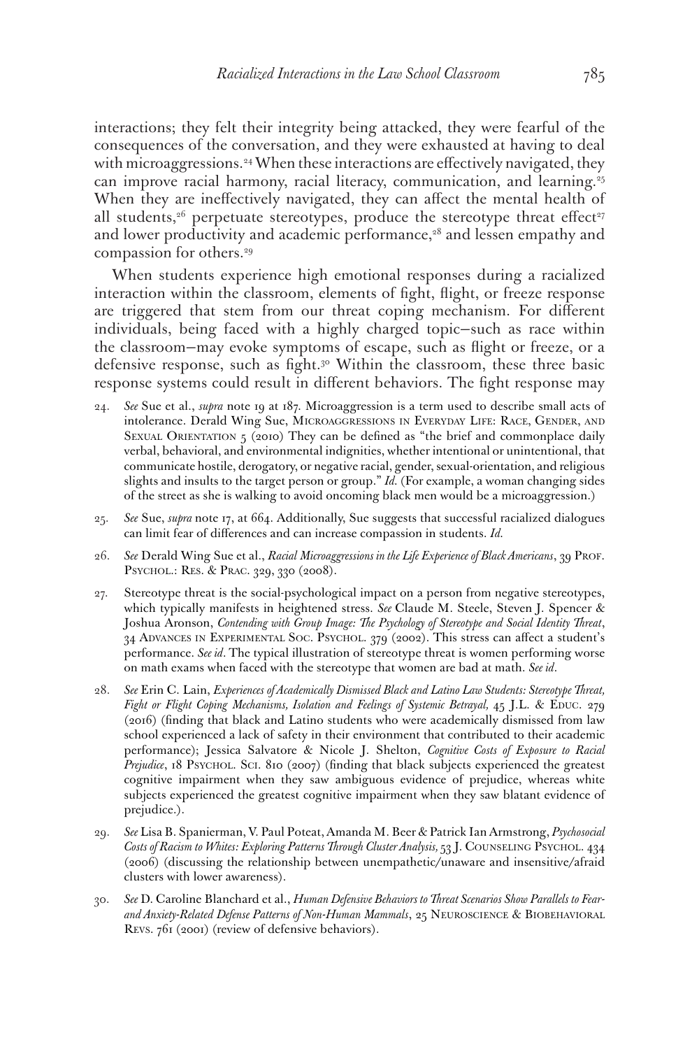interactions; they felt their integrity being attacked, they were fearful of the consequences of the conversation, and they were exhausted at having to deal with microaggressions.[24] When these interactions are effectively navigated, they can improve racial harmony, racial literacy, communication, and learning.[25] When they are ineffectively navigated, they can affect the mental health of all students,[26] perpetuate stereotypes, produce the stereotype threat effect[27] and lower productivity and academic performance,[28] and lessen empathy and compassion for others.[29]

When students experience high emotional responses during a racialized interaction within the classroom, elements of fight, flight, or freeze response are triggered that stem from our threat coping mechanism. For different individuals, being faced with a highly charged topic—such as race within the classroom—may evoke symptoms of escape, such as flight or freeze, or a defensive response, such as fight.[30] Within the classroom, these three basic response systems could result in different behaviors. The fight response may

24. *See* Sue et al., *supra* note 19 at 187. Microaggression is a term used to describe small acts of intolerance. Derald Wing Sue, Microaggressions in Everyday Life: Race, Gender, and Sexual Orientation 5 (2010) They can be defined as "the brief and commonplace daily verbal, behavioral, and environmental indignities, whether intentional or unintentional, that communicate hostile, derogatory, or negative racial, gender, sexual-orientation, and religious slights and insults to the target person or group." *Id.* (For example, a woman changing sides of the street as she is walking to avoid oncoming black men would be a microaggression.)

25. *See* Sue, *supra* note 17, at 664. Additionally, Sue suggests that successful racialized dialogues can limit fear of differences and can increase compassion in students. *Id.*

26. *See* Derald Wing Sue et al., *Racial Microaggressions in the Life Experience of Black Americans*, 39 Prof. Psychol.: Res. & Prac. 329, 330 (2008).

27. Stereotype threat is the social-psychological impact on a person from negative stereotypes, which typically manifests in heightened stress. *See* Claude M. Steele, Steven J. Spencer & Joshua Aronson, *Contending with Group Image: The Psychology of Stereotype and Social Identity Threat*, 34 Advances in Experimental Soc. Psychol. 379 (2002). This stress can affect a student's performance. *See id*. The typical illustration of stereotype threat is women performing worse on math exams when faced with the stereotype that women are bad at math. *See id*.

28. *See* Erin C. Lain, *Experiences of Academically Dismissed Black and Latino Law Students: Stereotype Threat, Fight or Flight Coping Mechanisms, Isolation and Feelings of Systemic Betrayal,* 45 J.L. & Educ. 279 (2016) (finding that black and Latino students who were academically dismissed from law school experienced a lack of safety in their environment that contributed to their academic performance); Jessica Salvatore & Nicole J. Shelton, *Cognitive Costs of Exposure to Racial Prejudice*, 18 Psychol. Sci. 810 (2007) (finding that black subjects experienced the greatest cognitive impairment when they saw ambiguous evidence of prejudice, whereas white subjects experienced the greatest cognitive impairment when they saw blatant evidence of prejudice.).

29. *See* Lisa B. Spanierman, V. Paul Poteat, Amanda M. Beer & Patrick Ian Armstrong, *Psychosocial Costs of Racism to Whites: Exploring Patterns Through Cluster Analysis,* 53 J. Counseling Psychol. 434 (2006) (discussing the relationship between unempathetic/unaware and insensitive/afraid clusters with lower awareness).

30. *See* D. Caroline Blanchard et al., *Human Defensive Behaviors to Threat Scenarios Show Parallels to Fear- and Anxiety-Related Defense Patterns of Non-Human Mammals*, 25 Neuroscience & Biobehavioral Revs. 761 (2001) (review of defensive behaviors).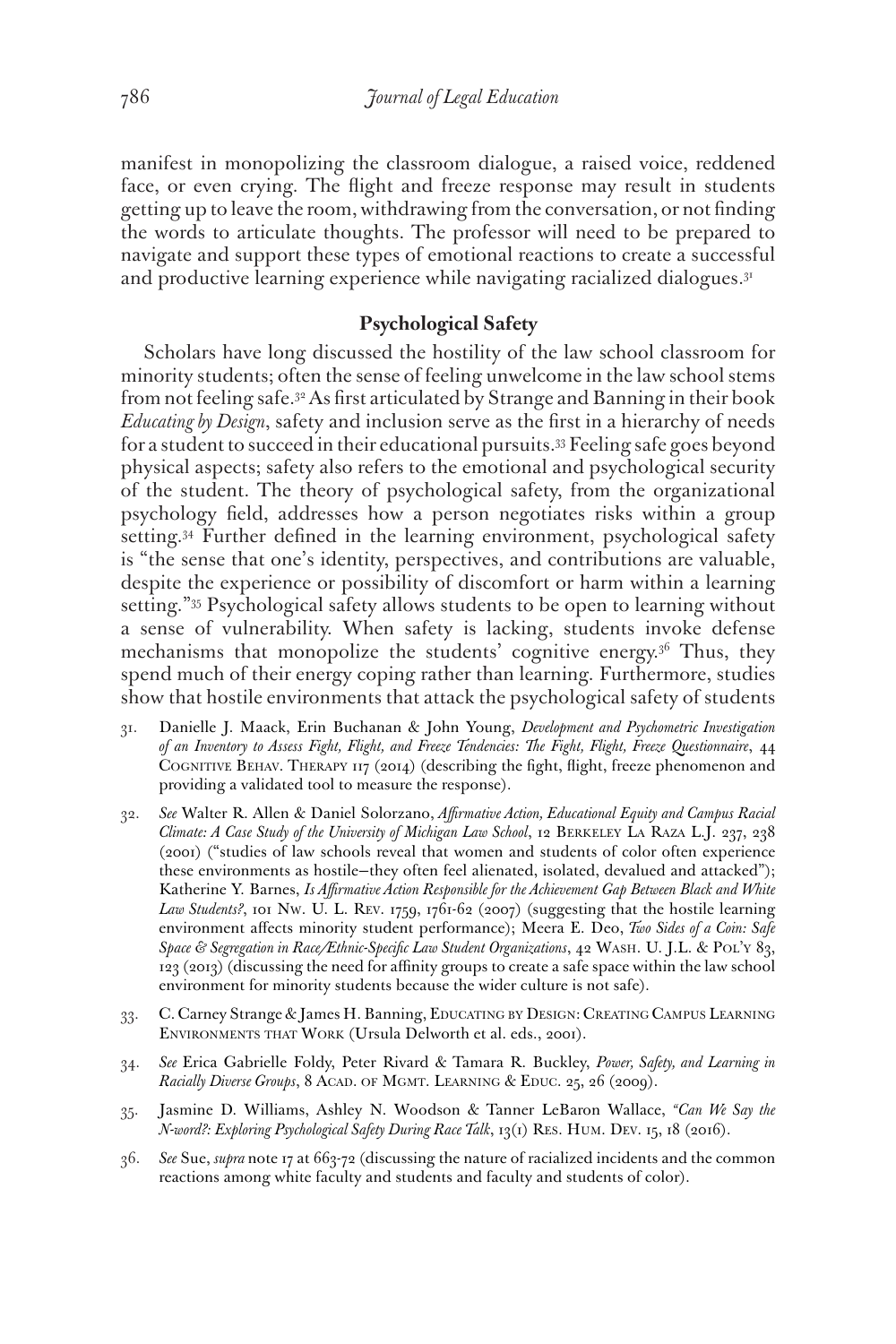manifest in monopolizing the classroom dialogue, a raised voice, reddened face, or even crying. The flight and freeze response may result in students getting up to leave the room, withdrawing from the conversation, or not finding the words to articulate thoughts. The professor will need to be prepared to navigate and support these types of emotional reactions to create a successful and productive learning experience while navigating racialized dialogues.[31]

## Psychological Safety

Scholars have long discussed the hostility of the law school classroom for minority students; often the sense of feeling unwelcome in the law school stems from not feeling safe.[32] As first articulated by Strange and Banning in their book *Educating by Design*, safety and inclusion serve as the first in a hierarchy of needs for a student to succeed in their educational pursuits.[33] Feeling safe goes beyond physical aspects; safety also refers to the emotional and psychological security of the student. The theory of psychological safety, from the organizational psychology field, addresses how a person negotiates risks within a group setting.[34] Further defined in the learning environment, psychological safety is "the sense that one's identity, perspectives, and contributions are valuable, despite the experience or possibility of discomfort or harm within a learning setting."[35] Psychological safety allows students to be open to learning without a sense of vulnerability. When safety is lacking, students invoke defense mechanisms that monopolize the students' cognitive energy.[36] Thus, they spend much of their energy coping rather than learning. Furthermore, studies show that hostile environments that attack the psychological safety of students

31. Danielle J. Maack, Erin Buchanan & John Young, *Development and Psychometric Investigation of an Inventory to Assess Fight, Flight, and Freeze Tendencies: The Fight, Flight, Freeze Questionnaire*, 44 Cognitive Behav. Therapy 117 (2014) (describing the fight, flight, freeze phenomenon and providing a validated tool to measure the response).

32. *See* Walter R. Allen & Daniel Solorzano, *Affirmative Action, Educational Equity and Campus Racial Climate: A Case Study of the University of Michigan Law School*, 12 Berkeley La Raza L.J. 237, 238 (2001) ("studies of law schools reveal that women and students of color often experience these environments as hostile—they often feel alienated, isolated, devalued and attacked"); Katherine Y. Barnes, *Is Affirmative Action Responsible for the Achievement Gap Between Black and White Law Students?*, 101 Nw. U. L. Rev. 1759, 1761-62 (2007) (suggesting that the hostile learning environment affects minority student performance); Meera E. Deo, *Two Sides of a Coin: Safe Space & Segregation in Race/Ethnic-Specific Law Student Organizations*, 42 Wash. U. J.L. & Pol'y 83, 123 (2013) (discussing the need for affinity groups to create a safe space within the law school environment for minority students because the wider culture is not safe).

33. C. Carney Strange & James H. Banning, Educating by Design: Creating Campus Learning Environments that Work (Ursula Delworth et al. eds., 2001).

34. *See* Erica Gabrielle Foldy, Peter Rivard & Tamara R. Buckley, *Power, Safety, and Learning in Racially Diverse Groups*, 8 Acad. of Mgmt. Learning & Educ. 25, 26 (2009).

35. Jasmine D. Williams, Ashley N. Woodson & Tanner LeBaron Wallace, *"Can We Say the N-word?: Exploring Psychological Safety During Race Talk*, 13(1) Res. Hum. Dev. 15, 18 (2016).

36. *See* Sue, *supra* note 17 at 663-72 (discussing the nature of racialized incidents and the common reactions among white faculty and students and faculty and students of color).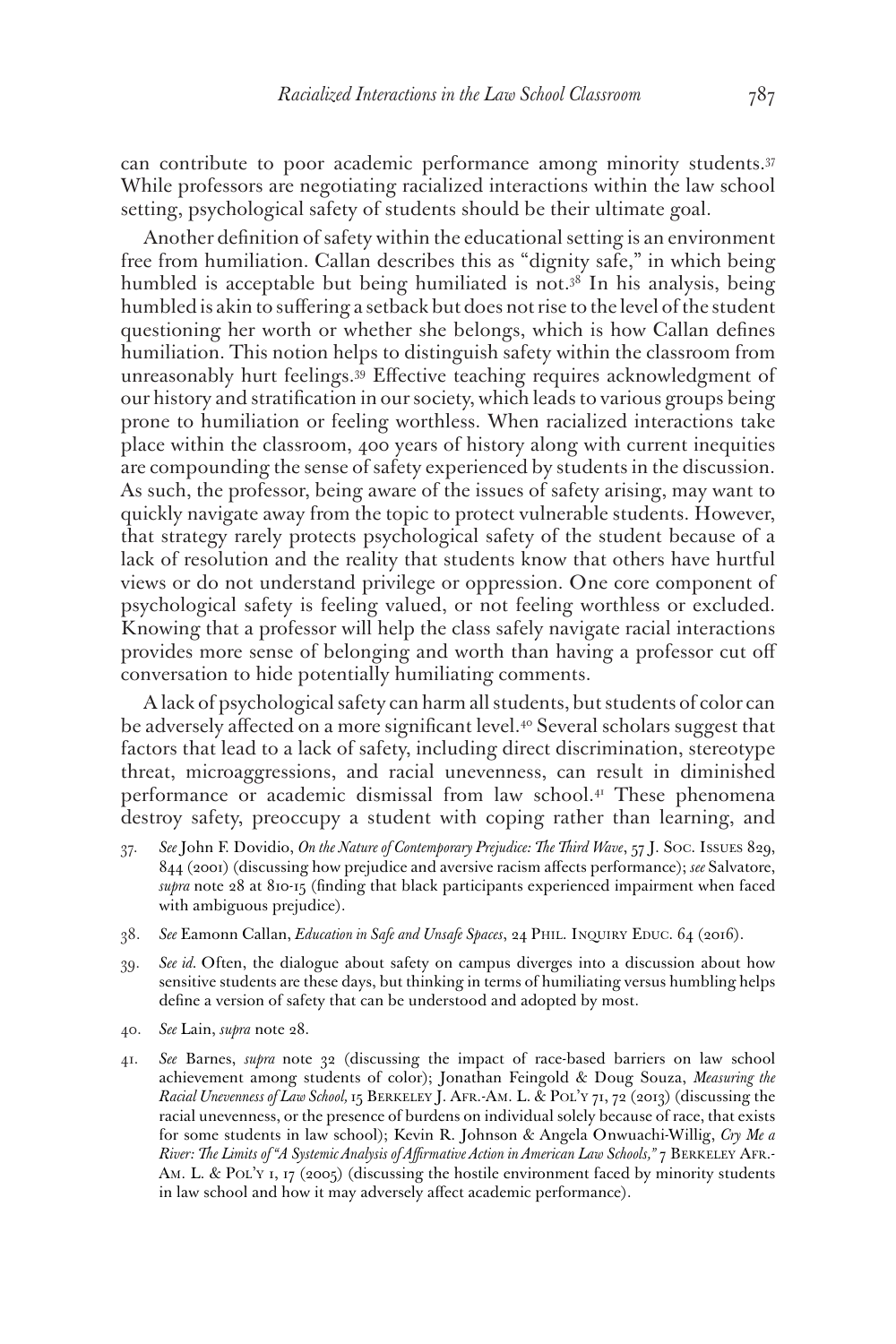can contribute to poor academic performance among minority students.[37] While professors are negotiating racialized interactions within the law school setting, psychological safety of students should be their ultimate goal.

Another definition of safety within the educational setting is an environment free from humiliation. Callan describes this as "dignity safe," in which being humbled is acceptable but being humiliated is not.[38] In his analysis, being humbled is akin to suffering a setback but does not rise to the level of the student questioning her worth or whether she belongs, which is how Callan defines humiliation. This notion helps to distinguish safety within the classroom from unreasonably hurt feelings.[39] Effective teaching requires acknowledgment of our history and stratification in our society, which leads to various groups being prone to humiliation or feeling worthless. When racialized interactions take place within the classroom, 400 years of history along with current inequities are compounding the sense of safety experienced by students in the discussion. As such, the professor, being aware of the issues of safety arising, may want to quickly navigate away from the topic to protect vulnerable students. However, that strategy rarely protects psychological safety of the student because of a lack of resolution and the reality that students know that others have hurtful views or do not understand privilege or oppression. One core component of psychological safety is feeling valued, or not feeling worthless or excluded. Knowing that a professor will help the class safely navigate racial interactions provides more sense of belonging and worth than having a professor cut off conversation to hide potentially humiliating comments.

A lack of psychological safety can harm all students, but students of color can be adversely affected on a more significant level.[40] Several scholars suggest that factors that lead to a lack of safety, including direct discrimination, stereotype threat, microaggressions, and racial unevenness, can result in diminished performance or academic dismissal from law school.[41] These phenomena destroy safety, preoccupy a student with coping rather than learning, and

37. *See* John F. Dovidio, *On the Nature of Contemporary Prejudice: The Third Wave*, 57 J. Soc. Issues 829, 844 (2001) (discussing how prejudice and aversive racism affects performance); *see* Salvatore, *supra* note 28 at 810-15 (finding that black participants experienced impairment when faced with ambiguous prejudice).

38. *See* Eamonn Callan, *Education in Safe and Unsafe Spaces*, 24 Phil. Inquiry Educ. 64 (2016).

39. *See id.* Often, the dialogue about safety on campus diverges into a discussion about how sensitive students are these days, but thinking in terms of humiliating versus humbling helps define a version of safety that can be understood and adopted by most.

40. *See* Lain, *supra* note 28.

41. *See* Barnes, *supra* note 32 (discussing the impact of race-based barriers on law school achievement among students of color); Jonathan Feingold & Doug Souza, *Measuring the Racial Unevenness of Law School,* 15 Berkeley J. Afr.-Am. L. & Pol'y 71, 72 (2013) (discussing the racial unevenness, or the presence of burdens on individual solely because of race, that exists for some students in law school); Kevin R. Johnson & Angela Onwuachi-Willig, *Cry Me a River: The Limits of "A Systemic Analysis of Affirmative Action in American Law Schools,"* 7 Berkeley Afr.-Am. L. & Pol'y 1, 17 (2005) (discussing the hostile environment faced by minority students in law school and how it may adversely affect academic performance).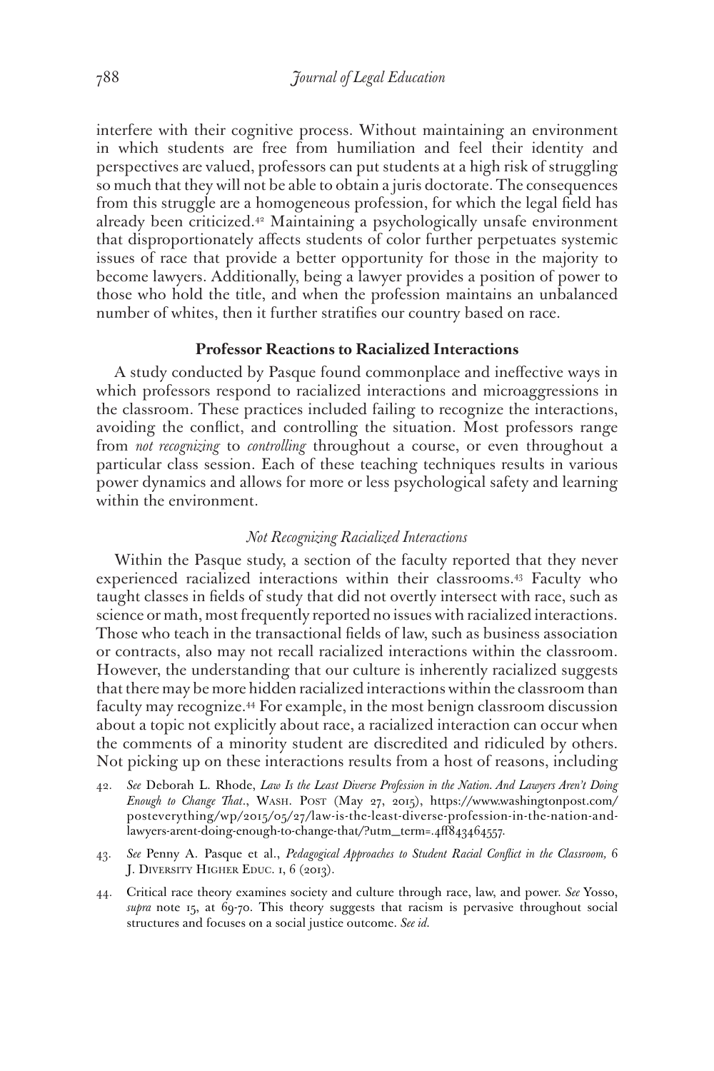interfere with their cognitive process. Without maintaining an environment in which students are free from humiliation and feel their identity and perspectives are valued, professors can put students at a high risk of struggling so much that they will not be able to obtain a juris doctorate. The consequences from this struggle are a homogeneous profession, for which the legal field has already been criticized.[42] Maintaining a psychologically unsafe environment that disproportionately affects students of color further perpetuates systemic issues of race that provide a better opportunity for those in the majority to become lawyers. Additionally, being a lawyer provides a position of power to those who hold the title, and when the profession maintains an unbalanced number of whites, then it further stratifies our country based on race.

### Professor Reactions to Racialized Interactions

A study conducted by Pasque found commonplace and ineffective ways in which professors respond to racialized interactions and microaggressions in the classroom. These practices included failing to recognize the interactions, avoiding the conflict, and controlling the situation. Most professors range from *not recognizing* to *controlling* throughout a course, or even throughout a particular class session. Each of these teaching techniques results in various power dynamics and allows for more or less psychological safety and learning within the environment.

#### *Not Recognizing Racialized Interactions*

Within the Pasque study, a section of the faculty reported that they never experienced racialized interactions within their classrooms.[43] Faculty who taught classes in fields of study that did not overtly intersect with race, such as science or math, most frequently reported no issues with racialized interactions. Those who teach in the transactional fields of law, such as business association or contracts, also may not recall racialized interactions within the classroom. However, the understanding that our culture is inherently racialized suggests that there may be more hidden racialized interactions within the classroom than faculty may recognize.[44] For example, in the most benign classroom discussion about a topic not explicitly about race, a racialized interaction can occur when the comments of a minority student are discredited and ridiculed by others. Not picking up on these interactions results from a host of reasons, including

42. *See* Deborah L. Rhode, *Law Is the Least Diverse Profession in the Nation. And Lawyers Aren't Doing Enough to Change That.*, Wash. Post (May 27, 2015), https://www.washingtonpost.com/posteverything/wp/2015/05/27/law-is-the-least-diverse-profession-in-the-nation-and-lawyers-arent-doing-enough-to-change-that/?utm_term=.4ff843464557.

43. *See* Penny A. Pasque et al., *Pedagogical Approaches to Student Racial Conflict in the Classroom,* 6 J. Diversity Higher Educ. 1, 6 (2013).

44. Critical race theory examines society and culture through race, law, and power. *See* Yosso, *supra* note 15, at 69-70. This theory suggests that racism is pervasive throughout social structures and focuses on a social justice outcome. *See id.*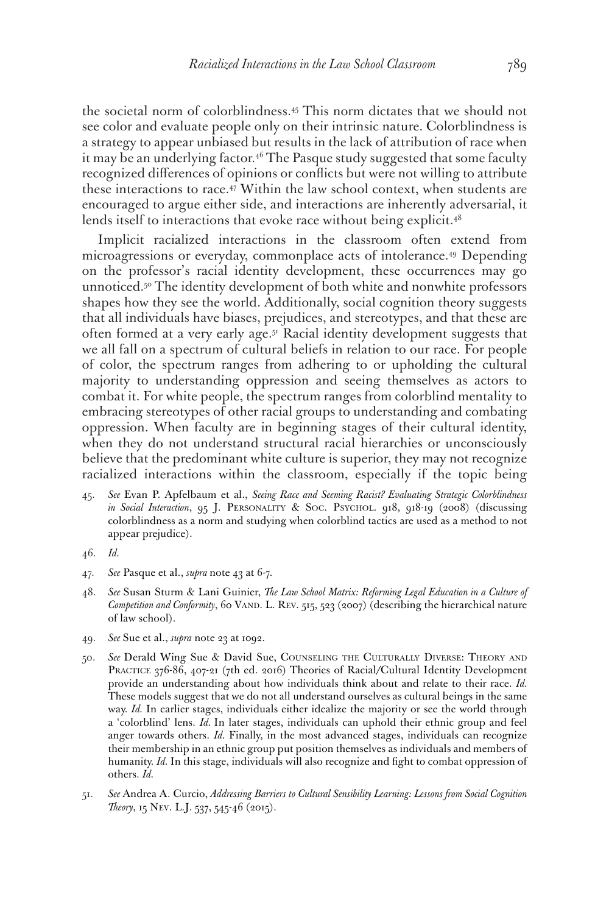the societal norm of colorblindness.[45] This norm dictates that we should not see color and evaluate people only on their intrinsic nature. Colorblindness is a strategy to appear unbiased but results in the lack of attribution of race when it may be an underlying factor.[46] The Pasque study suggested that some faculty recognized differences of opinions or conflicts but were not willing to attribute these interactions to race.[47] Within the law school context, when students are encouraged to argue either side, and interactions are inherently adversarial, it lends itself to interactions that evoke race without being explicit.[48]

Implicit racialized interactions in the classroom often extend from microagressions or everyday, commonplace acts of intolerance.[49] Depending on the professor's racial identity development, these occurrences may go unnoticed.[50] The identity development of both white and nonwhite professors shapes how they see the world. Additionally, social cognition theory suggests that all individuals have biases, prejudices, and stereotypes, and that these are often formed at a very early age.[51] Racial identity development suggests that we all fall on a spectrum of cultural beliefs in relation to our race. For people of color, the spectrum ranges from adhering to or upholding the cultural majority to understanding oppression and seeing themselves as actors to combat it. For white people, the spectrum ranges from colorblind mentality to embracing stereotypes of other racial groups to understanding and combating oppression. When faculty are in beginning stages of their cultural identity, when they do not understand structural racial hierarchies or unconsciously believe that the predominant white culture is superior, they may not recognize racialized interactions within the classroom, especially if the topic being

45. *See* Evan P. Apfelbaum et al., *Seeing Race and Seeming Racist? Evaluating Strategic Colorblindness in Social Interaction*, 95 J. Personality & Soc. Psychol. 918, 918-19 (2008) (discussing colorblindness as a norm and studying when colorblind tactics are used as a method to not appear prejudice).

46. *Id.*

47. *See* Pasque et al., *supra* note 43 at 6-7.

48. *See* Susan Sturm & Lani Guinier, *The Law School Matrix: Reforming Legal Education in a Culture of Competition and Conformity*, 60 Vand. L. Rev. 515, 523 (2007) (describing the hierarchical nature of law school).

49. *See* Sue et al., *supra* note 23 at 1092.

50. *See* Derald Wing Sue & David Sue, Counseling the Culturally Diverse: Theory and Practice 376-86, 407-21 (7th ed. 2016) Theories of Racial/Cultural Identity Development provide an understanding about how individuals think about and relate to their race. *Id.* These models suggest that we do not all understand ourselves as cultural beings in the same way. *Id.* In earlier stages, individuals either idealize the majority or see the world through a 'colorblind' lens. *Id.* In later stages, individuals can uphold their ethnic group and feel anger towards others. *Id.* Finally, in the most advanced stages, individuals can recognize their membership in an ethnic group put position themselves as individuals and members of humanity. *Id.* In this stage, individuals will also recognize and fight to combat oppression of others. *Id.*

51. *See* Andrea A. Curcio, *Addressing Barriers to Cultural Sensibility Learning: Lessons from Social Cognition Theory*, 15 Nev. L.J. 537, 545-46 (2015).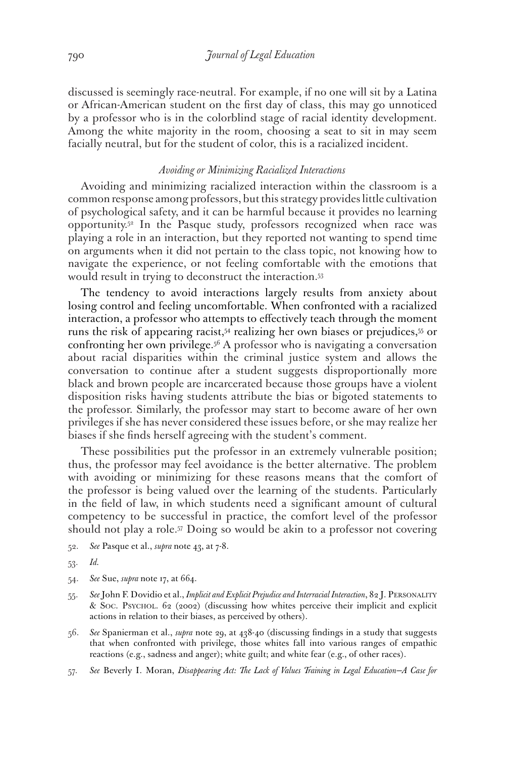discussed is seemingly race-neutral. For example, if no one will sit by a Latina or African-American student on the first day of class, this may go unnoticed by a professor who is in the colorblind stage of racial identity development. Among the white majority in the room, choosing a seat to sit in may seem facially neutral, but for the student of color, this is a racialized incident.

### *Avoiding or Minimizing Racialized Interactions*

Avoiding and minimizing racialized interaction within the classroom is a common response among professors, but this strategy provides little cultivation of psychological safety, and it can be harmful because it provides no learning opportunity.[52] In the Pasque study, professors recognized when race was playing a role in an interaction, but they reported not wanting to spend time on arguments when it did not pertain to the class topic, not knowing how to navigate the experience, or not feeling comfortable with the emotions that would result in trying to deconstruct the interaction.[53]

The tendency to avoid interactions largely results from anxiety about losing control and feeling uncomfortable. When confronted with a racialized interaction, a professor who attempts to effectively teach through the moment runs the risk of appearing racist,[54] realizing her own biases or prejudices,[55] or confronting her own privilege.[56] A professor who is navigating a conversation about racial disparities within the criminal justice system and allows the conversation to continue after a student suggests disproportionally more black and brown people are incarcerated because those groups have a violent disposition risks having students attribute the bias or bigoted statements to the professor. Similarly, the professor may start to become aware of her own privileges if she has never considered these issues before, or she may realize her biases if she finds herself agreeing with the student's comment.

These possibilities put the professor in an extremely vulnerable position; thus, the professor may feel avoidance is the better alternative. The problem with avoiding or minimizing for these reasons means that the comfort of the professor is being valued over the learning of the students. Particularly in the field of law, in which students need a significant amount of cultural competency to be successful in practice, the comfort level of the professor should not play a role.[57] Doing so would be akin to a professor not covering

52. *See* Pasque et al., *supra* note 43, at 7-8.

53. *Id.*

54. *See* Sue, *supra* note 17, at 664.

55. *See* John F. Dovidio et al., *Implicit and Explicit Prejudice and Interracial Interaction*, 82 J. Personality & Soc. Psychol. 62 (2002) (discussing how whites perceive their implicit and explicit actions in relation to their biases, as perceived by others).

56. *See* Spanierman et al., *supra* note 29, at 438-40 (discussing findings in a study that suggests that when confronted with privilege, those whites fall into various ranges of empathic reactions (e.g., sadness and anger); white guilt; and white fear (e.g., of other races).

57. *See* Beverly I. Moran, *Disappearing Act: The Lack of Values Training in Legal Education—A Case for*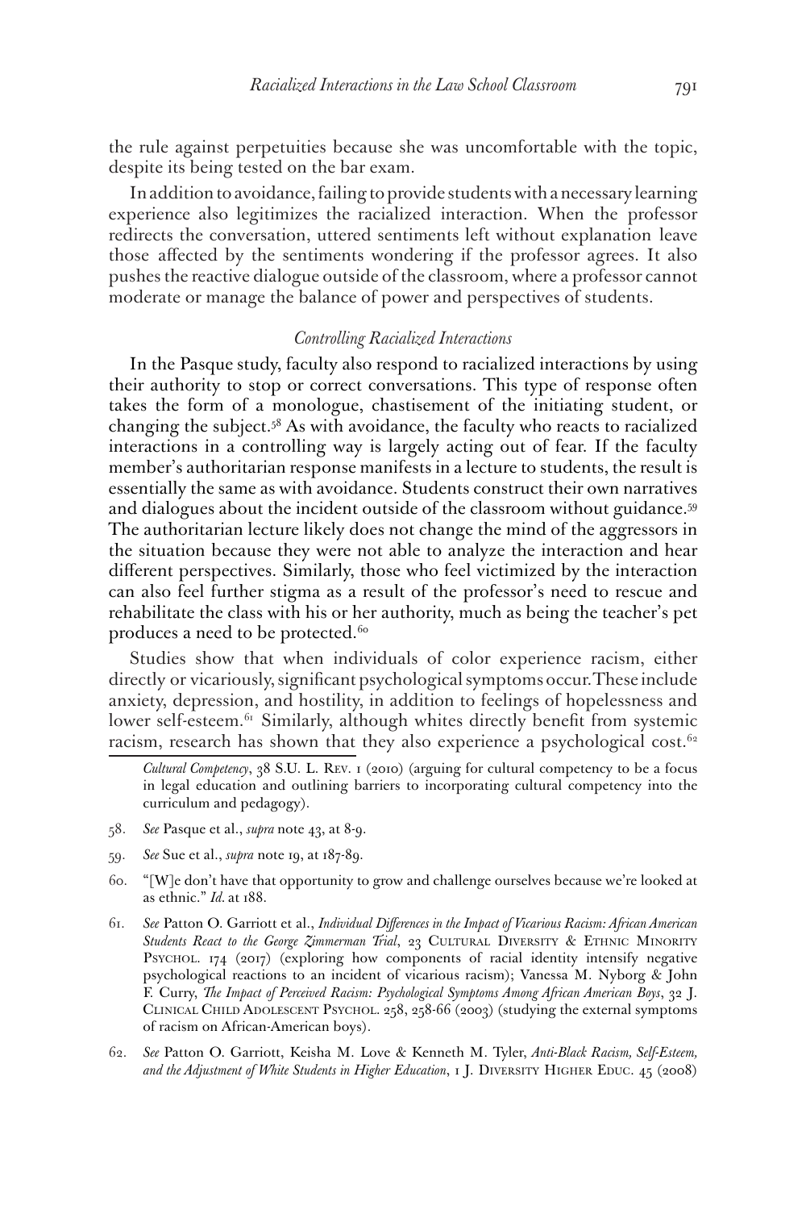the rule against perpetuities because she was uncomfortable with the topic, despite its being tested on the bar exam.

In addition to avoidance, failing to provide students with a necessary learning experience also legitimizes the racialized interaction. When the professor redirects the conversation, uttered sentiments left without explanation leave those affected by the sentiments wondering if the professor agrees. It also pushes the reactive dialogue outside of the classroom, where a professor cannot moderate or manage the balance of power and perspectives of students.

### *Controlling Racialized Interactions*

In the Pasque study, faculty also respond to racialized interactions by using their authority to stop or correct conversations. This type of response often takes the form of a monologue, chastisement of the initiating student, or changing the subject.[58] As with avoidance, the faculty who reacts to racialized interactions in a controlling way is largely acting out of fear. If the faculty member's authoritarian response manifests in a lecture to students, the result is essentially the same as with avoidance. Students construct their own narratives and dialogues about the incident outside of the classroom without guidance.[59] The authoritarian lecture likely does not change the mind of the aggressors in the situation because they were not able to analyze the interaction and hear different perspectives. Similarly, those who feel victimized by the interaction can also feel further stigma as a result of the professor's need to rescue and rehabilitate the class with his or her authority, much as being the teacher's pet produces a need to be protected.[60]

Studies show that when individuals of color experience racism, either directly or vicariously, significant psychological symptoms occur. These include anxiety, depression, and hostility, in addition to feelings of hopelessness and lower self-esteem.[61] Similarly, although whites directly benefit from systemic racism, research has shown that they also experience a psychological cost.[62]

---

*Cultural Competency*, 38 S.U. L. Rev. 1 (2010) (arguing for cultural competency to be a focus in legal education and outlining barriers to incorporating cultural competency into the curriculum and pedagogy).

58. *See* Pasque et al., *supra* note 43, at 8-9.

59. *See* Sue et al., *supra* note 19, at 187-89.

60. "[W]e don't have that opportunity to grow and challenge ourselves because we're looked at as ethnic." *Id.* at 188.

61. *See* Patton O. Garriott et al., *Individual Differences in the Impact of Vicarious Racism: African American Students React to the George Zimmerman Trial*, 23 Cultural Diversity & Ethnic Minority Psychol. 174 (2017) (exploring how components of racial identity intensify negative psychological reactions to an incident of vicarious racism); Vanessa M. Nyborg & John F. Curry, *The Impact of Perceived Racism: Psychological Symptoms Among African American Boys*, 32 J. Clinical Child Adolescent Psychol. 258, 258-66 (2003) (studying the external symptoms of racism on African-American boys).

62. *See* Patton O. Garriott, Keisha M. Love & Kenneth M. Tyler, *Anti-Black Racism, Self-Esteem, and the Adjustment of White Students in Higher Education*, 1 J. Diversity Higher Educ. 45 (2008)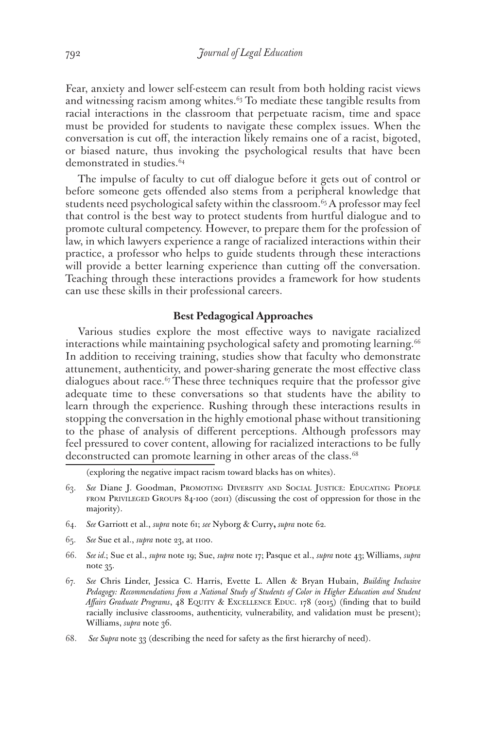Fear, anxiety and lower self-esteem can result from both holding racist views and witnessing racism among whites.[63] To mediate these tangible results from racial interactions in the classroom that perpetuate racism, time and space must be provided for students to navigate these complex issues. When the conversation is cut off, the interaction likely remains one of a racist, bigoted, or biased nature, thus invoking the psychological results that have been demonstrated in studies.[64]

The impulse of faculty to cut off dialogue before it gets out of control or before someone gets offended also stems from a peripheral knowledge that students need psychological safety within the classroom.[65] A professor may feel that control is the best way to protect students from hurtful dialogue and to promote cultural competency. However, to prepare them for the profession of law, in which lawyers experience a range of racialized interactions within their practice, a professor who helps to guide students through these interactions will provide a better learning experience than cutting off the conversation. Teaching through these interactions provides a framework for how students can use these skills in their professional careers.

### Best Pedagogical Approaches

Various studies explore the most effective ways to navigate racialized interactions while maintaining psychological safety and promoting learning.[66] In addition to receiving training, studies show that faculty who demonstrate attunement, authenticity, and power-sharing generate the most effective class dialogues about race.[67] These three techniques require that the professor give adequate time to these conversations so that students have the ability to learn through the experience. Rushing through these interactions results in stopping the conversation in the highly emotional phase without transitioning to the phase of analysis of different perceptions. Although professors may feel pressured to cover content, allowing for racialized interactions to be fully deconstructed can promote learning in other areas of the class.[68]

---

(exploring the negative impact racism toward blacks has on whites).

63. *See* Diane J. Goodman, Promoting Diversity and Social Justice: Educating People from Privileged Groups 84-100 (2011) (discussing the cost of oppression for those in the majority).

64. *See* Garriott et al., *supra* note 61; *see* Nyborg & Curry**,** *supra* note 62.

65. *See* Sue et al., *supra* note 23, at 1100.

66. *See id.*; Sue et al., *supra* note 19; Sue, *supra* note 17; Pasque et al., *supra* note 43; Williams, *supra* note 35.

67. *See* Chris Linder, Jessica C. Harris, Evette L. Allen & Bryan Hubain, *Building Inclusive Pedagogy: Recommendations from a National Study of Students of Color in Higher Education and Student Affairs Graduate Programs*, 48 Equity & Excellence Educ. 178 (2015) (finding that to build racially inclusive classrooms, authenticity, vulnerability, and validation must be present); Williams, *supra* note 36.

68. *See Supra* note 33 (describing the need for safety as the first hierarchy of need).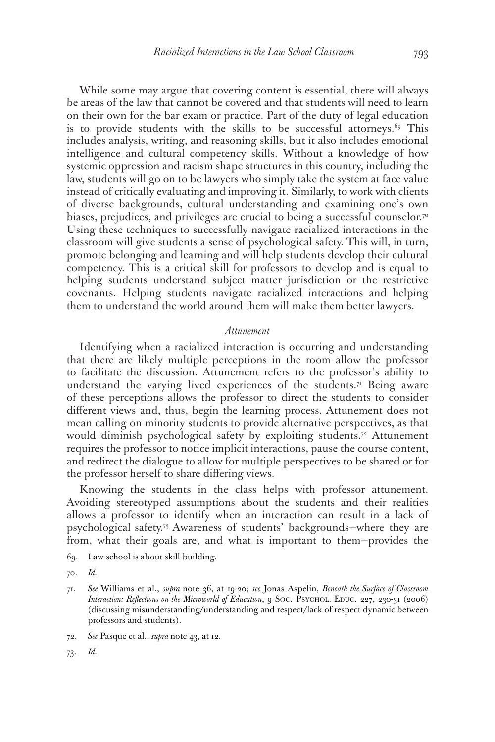While some may argue that covering content is essential, there will always be areas of the law that cannot be covered and that students will need to learn on their own for the bar exam or practice. Part of the duty of legal education is to provide students with the skills to be successful attorneys.[69] This includes analysis, writing, and reasoning skills, but it also includes emotional intelligence and cultural competency skills. Without a knowledge of how systemic oppression and racism shape structures in this country, including the law, students will go on to be lawyers who simply take the system at face value instead of critically evaluating and improving it. Similarly, to work with clients of diverse backgrounds, cultural understanding and examining one's own biases, prejudices, and privileges are crucial to being a successful counselor.[70] Using these techniques to successfully navigate racialized interactions in the classroom will give students a sense of psychological safety. This will, in turn, promote belonging and learning and will help students develop their cultural competency. This is a critical skill for professors to develop and is equal to helping students understand subject matter jurisdiction or the restrictive covenants. Helping students navigate racialized interactions and helping them to understand the world around them will make them better lawyers.

### *Attunement*

Identifying when a racialized interaction is occurring and understanding that there are likely multiple perceptions in the room allow the professor to facilitate the discussion. Attunement refers to the professor's ability to understand the varying lived experiences of the students.[71] Being aware of these perceptions allows the professor to direct the students to consider different views and, thus, begin the learning process. Attunement does not mean calling on minority students to provide alternative perspectives, as that would diminish psychological safety by exploiting students.[72] Attunement requires the professor to notice implicit interactions, pause the course content, and redirect the dialogue to allow for multiple perspectives to be shared or for the professor herself to share differing views.

Knowing the students in the class helps with professor attunement. Avoiding stereotyped assumptions about the students and their realities allows a professor to identify when an interaction can result in a lack of psychological safety.[73] Awareness of students' backgrounds—where they are from, what their goals are, and what is important to them—provides the

69. Law school is about skill-building.

70. *Id.*

71. *See* Williams et al., *supra* note 36, at 19-20; *see* Jonas Aspelin, *Beneath the Surface of Classroom Interaction: Reflections on the Microworld of Education*, 9 Soc. Psychol. Educ. 227, 230-31 (2006) (discussing misunderstanding/understanding and respect/lack of respect dynamic between professors and students).

72. *See* Pasque et al., *supra* note 43, at 12.

73. *Id.*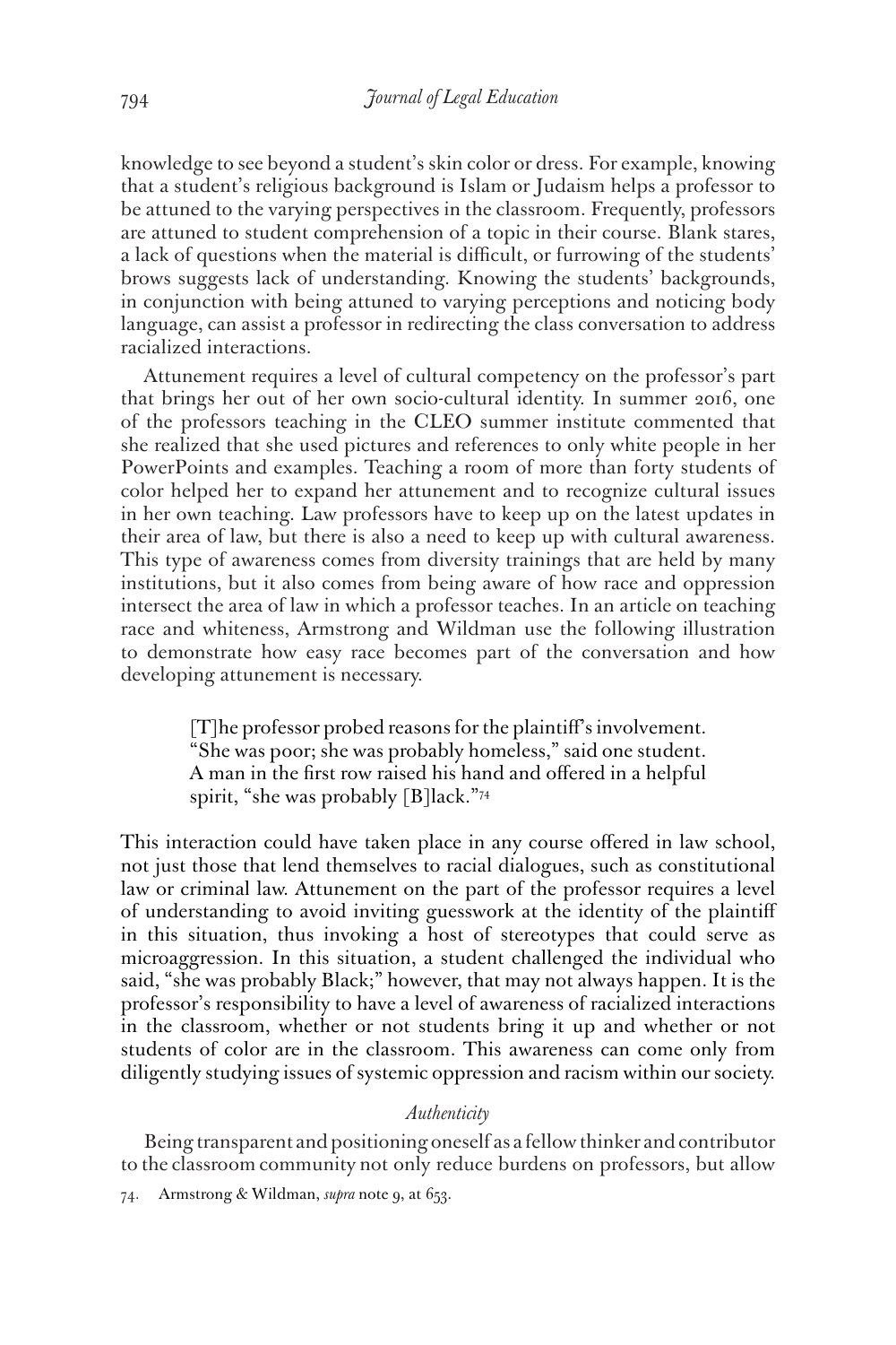knowledge to see beyond a student's skin color or dress. For example, knowing that a student's religious background is Islam or Judaism helps a professor to be attuned to the varying perspectives in the classroom. Frequently, professors are attuned to student comprehension of a topic in their course. Blank stares, a lack of questions when the material is difficult, or furrowing of the students' brows suggests lack of understanding. Knowing the students' backgrounds, in conjunction with being attuned to varying perceptions and noticing body language, can assist a professor in redirecting the class conversation to address racialized interactions.

Attunement requires a level of cultural competency on the professor's part that brings her out of her own socio-cultural identity. In summer 2016, one of the professors teaching in the CLEO summer institute commented that she realized that she used pictures and references to only white people in her PowerPoints and examples. Teaching a room of more than forty students of color helped her to expand her attunement and to recognize cultural issues in her own teaching. Law professors have to keep up on the latest updates in their area of law, but there is also a need to keep up with cultural awareness. This type of awareness comes from diversity trainings that are held by many institutions, but it also comes from being aware of how race and oppression intersect the area of law in which a professor teaches. In an article on teaching race and whiteness, Armstrong and Wildman use the following illustration to demonstrate how easy race becomes part of the conversation and how developing attunement is necessary.

> [T]he professor probed reasons for the plaintiff's involvement. "She was poor; she was probably homeless," said one student. A man in the first row raised his hand and offered in a helpful spirit, "she was probably [B]lack."[74]

This interaction could have taken place in any course offered in law school, not just those that lend themselves to racial dialogues, such as constitutional law or criminal law. Attunement on the part of the professor requires a level of understanding to avoid inviting guesswork at the identity of the plaintiff in this situation, thus invoking a host of stereotypes that could serve as microaggression. In this situation, a student challenged the individual who said, "she was probably Black;" however, that may not always happen. It is the professor's responsibility to have a level of awareness of racialized interactions in the classroom, whether or not students bring it up and whether or not students of color are in the classroom. This awareness can come only from diligently studying issues of systemic oppression and racism within our society.

### *Authenticity*

Being transparent and positioning oneself as a fellow thinker and contributor to the classroom community not only reduce burdens on professors, but allow

74. Armstrong & Wildman, *supra* note 9, at 653.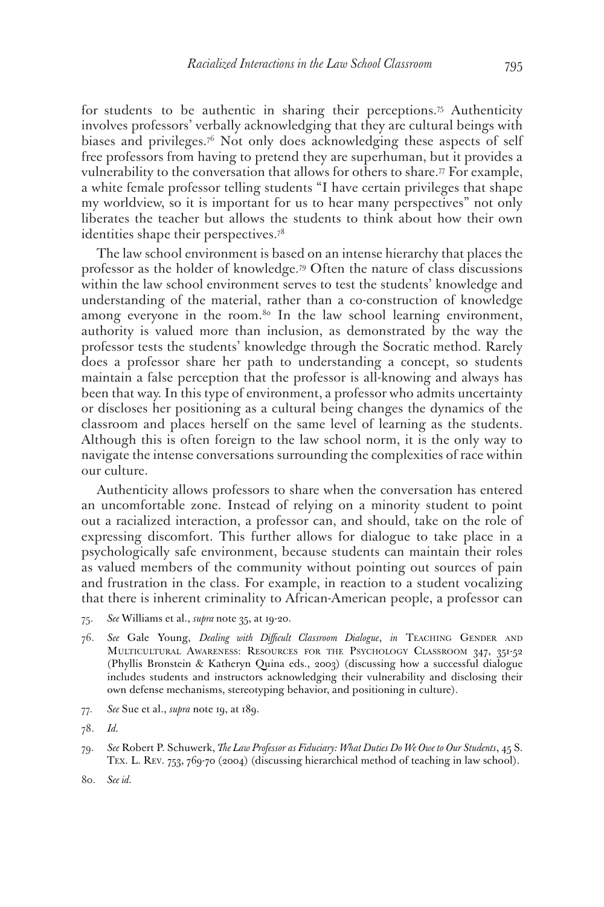for students to be authentic in sharing their perceptions.[75] Authenticity involves professors' verbally acknowledging that they are cultural beings with biases and privileges.[76] Not only does acknowledging these aspects of self free professors from having to pretend they are superhuman, but it provides a vulnerability to the conversation that allows for others to share.[77] For example, a white female professor telling students "I have certain privileges that shape my worldview, so it is important for us to hear many perspectives" not only liberates the teacher but allows the students to think about how their own identities shape their perspectives.[78]

The law school environment is based on an intense hierarchy that places the professor as the holder of knowledge.[79] Often the nature of class discussions within the law school environment serves to test the students' knowledge and understanding of the material, rather than a co-construction of knowledge among everyone in the room.[80] In the law school learning environment, authority is valued more than inclusion, as demonstrated by the way the professor tests the students' knowledge through the Socratic method. Rarely does a professor share her path to understanding a concept, so students maintain a false perception that the professor is all-knowing and always has been that way. In this type of environment, a professor who admits uncertainty or discloses her positioning as a cultural being changes the dynamics of the classroom and places herself on the same level of learning as the students. Although this is often foreign to the law school norm, it is the only way to navigate the intense conversations surrounding the complexities of race within our culture.

Authenticity allows professors to share when the conversation has entered an uncomfortable zone. Instead of relying on a minority student to point out a racialized interaction, a professor can, and should, take on the role of expressing discomfort. This further allows for dialogue to take place in a psychologically safe environment, because students can maintain their roles as valued members of the community without pointing out sources of pain and frustration in the class. For example, in reaction to a student vocalizing that there is inherent criminality to African-American people, a professor can

75. *See* Williams et al., *supra* note 35, at 19-20.

76. *See* Gale Young, *Dealing with Difficult Classroom Dialogue*, *in* TEACHING GENDER AND MULTICULTURAL AWARENESS: RESOURCES FOR THE PSYCHOLOGY CLASSROOM 347, 351-52 (Phyllis Bronstein & Katheryn Quina eds., 2003) (discussing how a successful dialogue includes students and instructors acknowledging their vulnerability and disclosing their own defense mechanisms, stereotyping behavior, and positioning in culture).

77. *See* Sue et al., *supra* note 19, at 189.

78. *Id.*

79. *See* Robert P. Schuwerk, *The Law Professor as Fiduciary: What Duties Do We Owe to Our Students*, 45 S. TEX. L. REV. 753, 769-70 (2004) (discussing hierarchical method of teaching in law school).

80. *See id.*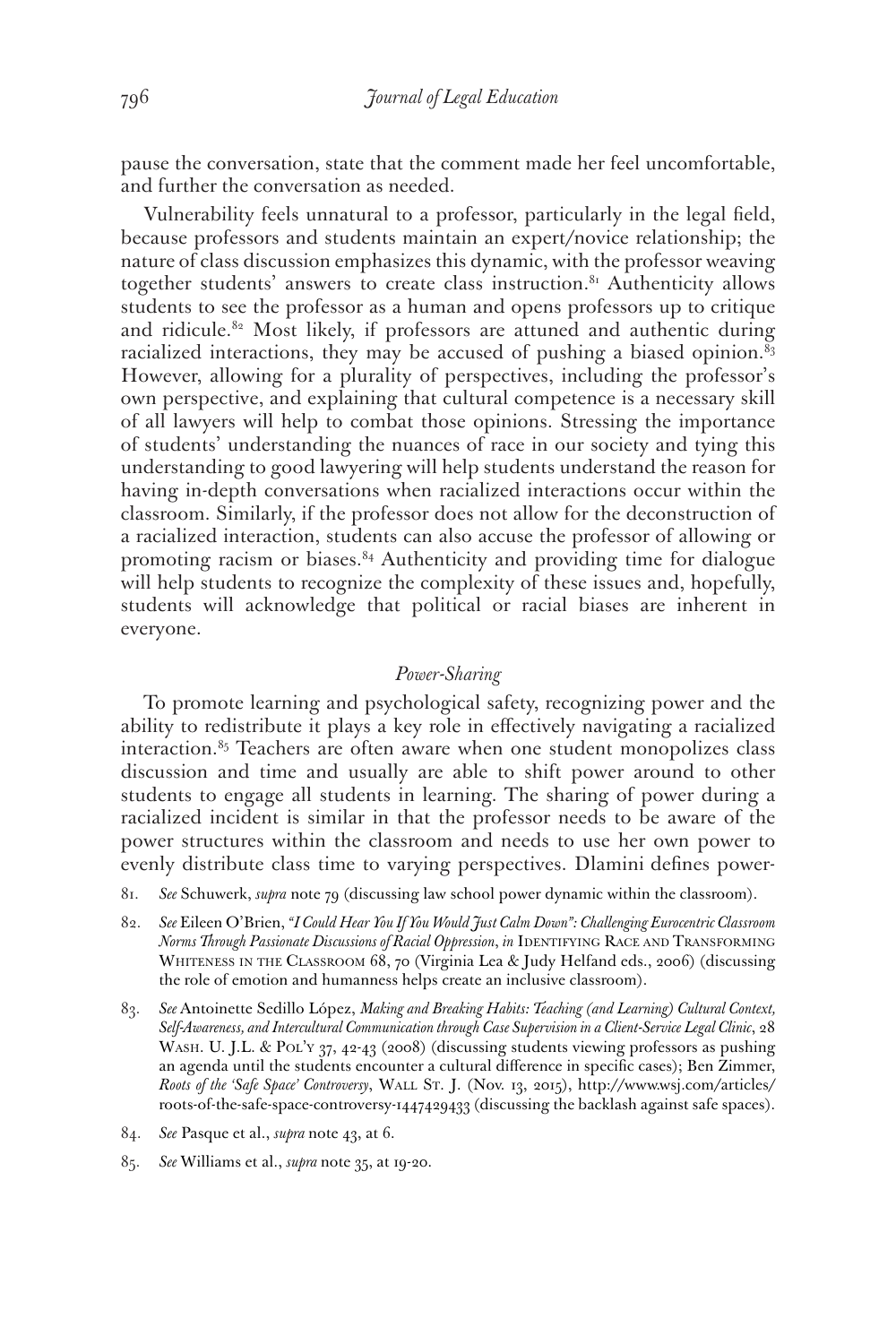pause the conversation, state that the comment made her feel uncomfortable, and further the conversation as needed.

Vulnerability feels unnatural to a professor, particularly in the legal field, because professors and students maintain an expert/novice relationship; the nature of class discussion emphasizes this dynamic, with the professor weaving together students' answers to create class instruction.[81] Authenticity allows students to see the professor as a human and opens professors up to critique and ridicule.[82] Most likely, if professors are attuned and authentic during racialized interactions, they may be accused of pushing a biased opinion.[83] However, allowing for a plurality of perspectives, including the professor's own perspective, and explaining that cultural competence is a necessary skill of all lawyers will help to combat those opinions. Stressing the importance of students' understanding the nuances of race in our society and tying this understanding to good lawyering will help students understand the reason for having in-depth conversations when racialized interactions occur within the classroom. Similarly, if the professor does not allow for the deconstruction of a racialized interaction, students can also accuse the professor of allowing or promoting racism or biases.[84] Authenticity and providing time for dialogue will help students to recognize the complexity of these issues and, hopefully, students will acknowledge that political or racial biases are inherent in everyone.

### *Power-Sharing*

To promote learning and psychological safety, recognizing power and the ability to redistribute it plays a key role in effectively navigating a racialized interaction.[85] Teachers are often aware when one student monopolizes class discussion and time and usually are able to shift power around to other students to engage all students in learning. The sharing of power during a racialized incident is similar in that the professor needs to be aware of the power structures within the classroom and needs to use her own power to evenly distribute class time to varying perspectives. Dlamini defines power-

81. *See* Schuwerk, *supra* note 79 (discussing law school power dynamic within the classroom).

82. *See* Eileen O'Brien, *"I Could Hear You If You Would Just Calm Down": Challenging Eurocentric Classroom Norms Through Passionate Discussions of Racial Oppression*, *in* Identifying Race and Transforming Whiteness in the Classroom 68, 70 (Virginia Lea & Judy Helfand eds., 2006) (discussing the role of emotion and humanness helps create an inclusive classroom).

83. *See* Antoinette Sedillo López, *Making and Breaking Habits: Teaching (and Learning) Cultural Context, Self-Awareness, and Intercultural Communication through Case Supervision in a Client-Service Legal Clinic*, 28 Wash. U. J.L. & Pol'y 37, 42-43 (2008) (discussing students viewing professors as pushing an agenda until the students encounter a cultural difference in specific cases); Ben Zimmer, *Roots of the 'Safe Space' Controversy*, Wall St. J. (Nov. 13, 2015), http://www.wsj.com/articles/roots-of-the-safe-space-controversy-1447429433 (discussing the backlash against safe spaces).

84. *See* Pasque et al., *supra* note 43, at 6.

85. *See* Williams et al., *supra* note 35, at 19-20.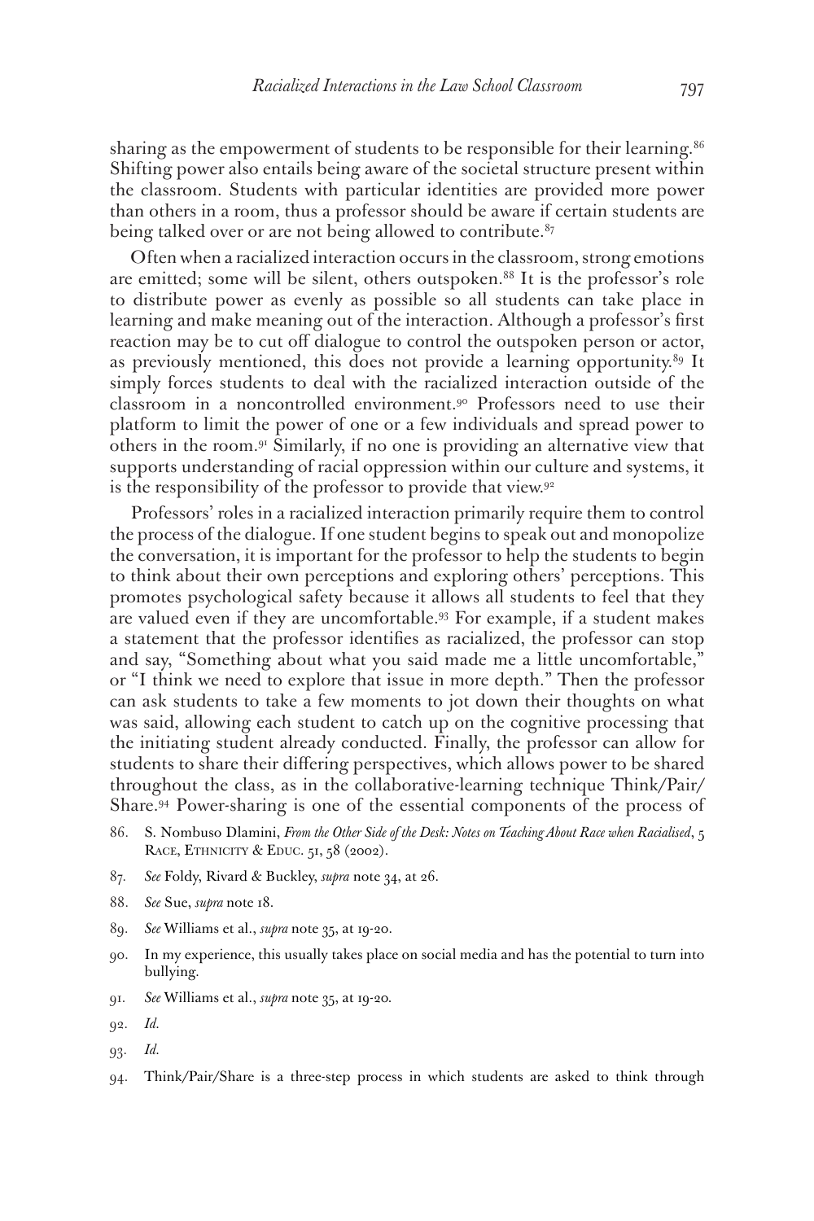sharing as the empowerment of students to be responsible for their learning.[86] Shifting power also entails being aware of the societal structure present within the classroom. Students with particular identities are provided more power than others in a room, thus a professor should be aware if certain students are being talked over or are not being allowed to contribute.[87]

Often when a racialized interaction occurs in the classroom, strong emotions are emitted; some will be silent, others outspoken.[88] It is the professor's role to distribute power as evenly as possible so all students can take place in learning and make meaning out of the interaction. Although a professor's first reaction may be to cut off dialogue to control the outspoken person or actor, as previously mentioned, this does not provide a learning opportunity.[89] It simply forces students to deal with the racialized interaction outside of the classroom in a noncontrolled environment.[90] Professors need to use their platform to limit the power of one or a few individuals and spread power to others in the room.[91] Similarly, if no one is providing an alternative view that supports understanding of racial oppression within our culture and systems, it is the responsibility of the professor to provide that view.[92]

Professors' roles in a racialized interaction primarily require them to control the process of the dialogue. If one student begins to speak out and monopolize the conversation, it is important for the professor to help the students to begin to think about their own perceptions and exploring others' perceptions. This promotes psychological safety because it allows all students to feel that they are valued even if they are uncomfortable.[93] For example, if a student makes a statement that the professor identifies as racialized, the professor can stop and say, "Something about what you said made me a little uncomfortable," or "I think we need to explore that issue in more depth." Then the professor can ask students to take a few moments to jot down their thoughts on what was said, allowing each student to catch up on the cognitive processing that the initiating student already conducted. Finally, the professor can allow for students to share their differing perspectives, which allows power to be shared throughout the class, as in the collaborative-learning technique Think/Pair/Share.[94] Power-sharing is one of the essential components of the process of

86. S. Nombuso Dlamini, *From the Other Side of the Desk: Notes on Teaching About Race when Racialised*, 5 Race, Ethnicity & Educ. 51, 58 (2002).

87. *See* Foldy, Rivard & Buckley, *supra* note 34, at 26.

88. *See* Sue, *supra* note 18.

89. *See* Williams et al., *supra* note 35, at 19-20.

90. In my experience, this usually takes place on social media and has the potential to turn into bullying.

91. *See* Williams et al., *supra* note 35, at 19-20.

92. *Id.*

93. *Id.*

94. Think/Pair/Share is a three-step process in which students are asked to think through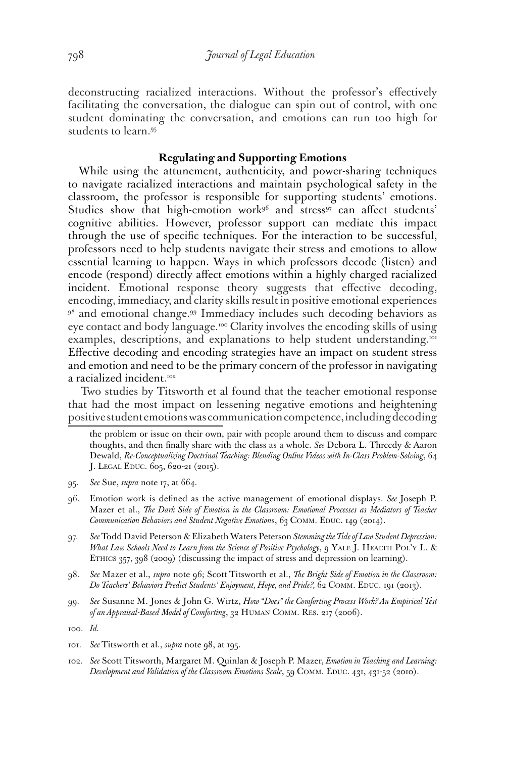deconstructing racialized interactions. Without the professor's effectively facilitating the conversation, the dialogue can spin out of control, with one student dominating the conversation, and emotions can run too high for students to learn.[95]

### Regulating and Supporting Emotions

While using the attunement, authenticity, and power-sharing techniques to navigate racialized interactions and maintain psychological safety in the classroom, the professor is responsible for supporting students' emotions. Studies show that high-emotion work[96] and stress[97] can affect students' cognitive abilities. However, professor support can mediate this impact through the use of specific techniques. For the interaction to be successful, professors need to help students navigate their stress and emotions to allow essential learning to happen. Ways in which professors decode (listen) and encode (respond) directly affect emotions within a highly charged racialized incident. Emotional response theory suggests that effective decoding, encoding, immediacy, and clarity skills result in positive emotional experiences [98] and emotional change.[99] Immediacy includes such decoding behaviors as eye contact and body language.[100] Clarity involves the encoding skills of using examples, descriptions, and explanations to help student understanding.[101] Effective decoding and encoding strategies have an impact on student stress and emotion and need to be the primary concern of the professor in navigating a racialized incident.[102]

Two studies by Titsworth et al found that the teacher emotional response that had the most impact on lessening negative emotions and heightening positive student emotions was communication competence, including decoding

---

the problem or issue on their own, pair with people around them to discuss and compare thoughts, and then finally share with the class as a whole. *See* Debora L. Threedy & Aaron Dewald, *Re-Conceptualizing Doctrinal Teaching: Blending Online Videos with In-Class Problem-Solving*, 64 J. Legal Educ. 605, 620-21 (2015).

95. *See* Sue, *supra* note 17, at 664.

96. Emotion work is defined as the active management of emotional displays. *See* Joseph P. Mazer et al., *The Dark Side of Emotion in the Classroom: Emotional Processes as Mediators of Teacher Communication Behaviors and Student Negative Emotion*s, 63 Comm. Educ. 149 (2014).

97. *See* Todd David Peterson & Elizabeth Waters Peterson *Stemming the Tide of Law Student Depression: What Law Schools Need to Learn from the Science of Positive Psychology*, 9 Yale J. Health Pol'y L. & Ethics 357, 398 (2009) (discussing the impact of stress and depression on learning).

98. *See* Mazer et al., *supra* note 96; Scott Titsworth et al., *The Bright Side of Emotion in the Classroom: Do Teachers' Behaviors Predict Students' Enjoyment, Hope, and Pride?,* 62 Comm. Educ. 191 (2013).

99. *See* Susanne M. Jones & John G. Wirtz, *How "Does" the Comforting Process Work? An Empirical Test of an Appraisal-Based Model of Comforting*, 32 Human Comm. Res. 217 (2006).

100. *Id.*

101. *See* Titsworth et al., *supra* note 98, at 195.

102. *See* Scott Titsworth, Margaret M. Quinlan & Joseph P. Mazer, *Emotion in Teaching and Learning: Development and Validation of the Classroom Emotions Scale*, 59 Comm. Educ. 431, 431-52 (2010).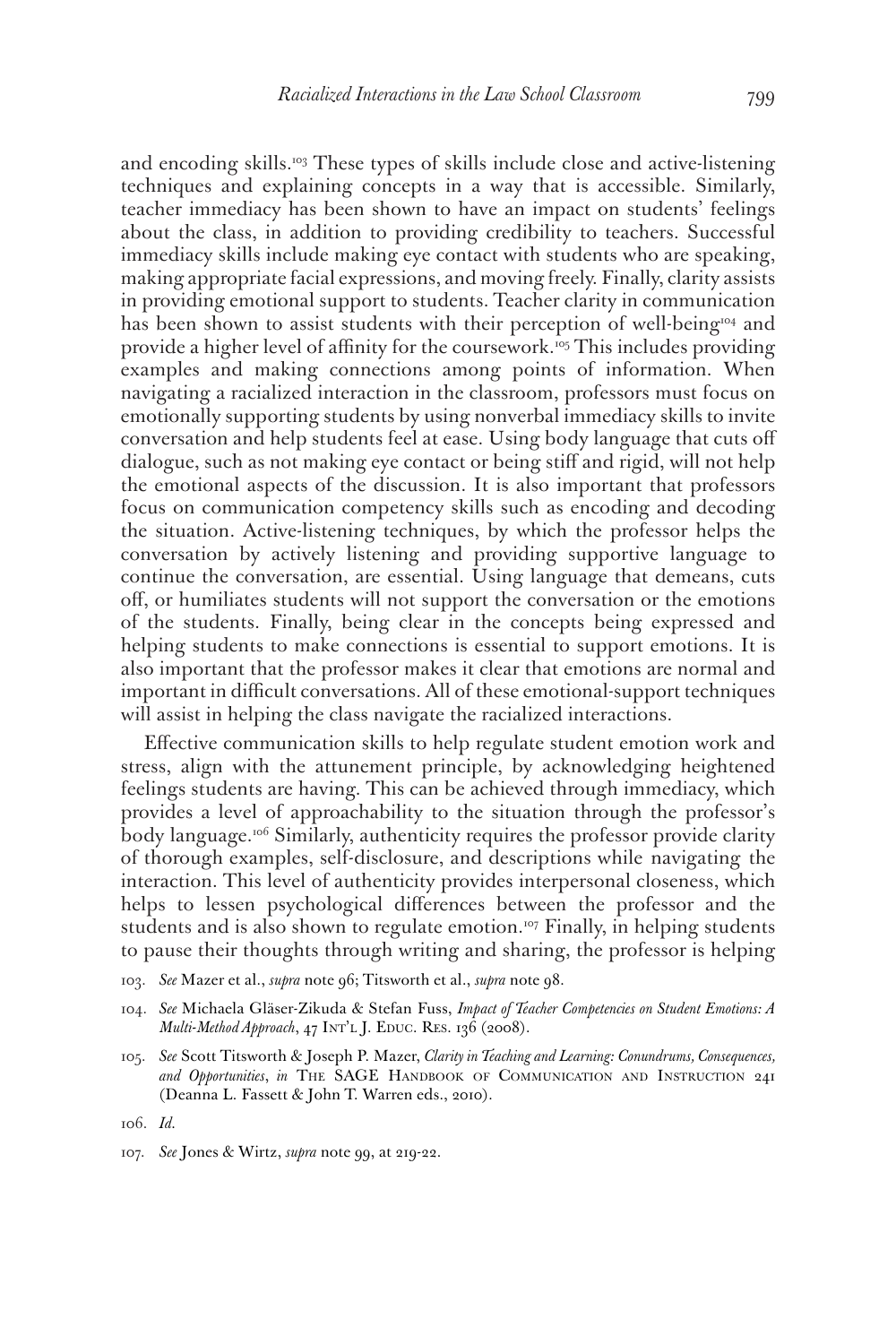and encoding skills.[103] These types of skills include close and active-listening techniques and explaining concepts in a way that is accessible. Similarly, teacher immediacy has been shown to have an impact on students' feelings about the class, in addition to providing credibility to teachers. Successful immediacy skills include making eye contact with students who are speaking, making appropriate facial expressions, and moving freely. Finally, clarity assists in providing emotional support to students. Teacher clarity in communication has been shown to assist students with their perception of well-being[104] and provide a higher level of affinity for the coursework.[105] This includes providing examples and making connections among points of information. When navigating a racialized interaction in the classroom, professors must focus on emotionally supporting students by using nonverbal immediacy skills to invite conversation and help students feel at ease. Using body language that cuts off dialogue, such as not making eye contact or being stiff and rigid, will not help the emotional aspects of the discussion. It is also important that professors focus on communication competency skills such as encoding and decoding the situation. Active-listening techniques, by which the professor helps the conversation by actively listening and providing supportive language to continue the conversation, are essential. Using language that demeans, cuts off, or humiliates students will not support the conversation or the emotions of the students. Finally, being clear in the concepts being expressed and helping students to make connections is essential to support emotions. It is also important that the professor makes it clear that emotions are normal and important in difficult conversations. All of these emotional-support techniques will assist in helping the class navigate the racialized interactions.

Effective communication skills to help regulate student emotion work and stress, align with the attunement principle, by acknowledging heightened feelings students are having. This can be achieved through immediacy, which provides a level of approachability to the situation through the professor's body language.[106] Similarly, authenticity requires the professor provide clarity of thorough examples, self-disclosure, and descriptions while navigating the interaction. This level of authenticity provides interpersonal closeness, which helps to lessen psychological differences between the professor and the students and is also shown to regulate emotion.[107] Finally, in helping students to pause their thoughts through writing and sharing, the professor is helping

103. *See* Mazer et al., *supra* note 96; Titsworth et al., *supra* note 98.

104. *See* Michaela Gläser-Zikuda & Stefan Fuss, *Impact of Teacher Competencies on Student Emotions: A Multi-Method Approach*, 47 Int'l J. Educ. Res. 136 (2008).

105. *See* Scott Titsworth & Joseph P. Mazer, *Clarity in Teaching and Learning: Conundrums, Consequences, and Opportunities*, *in* The SAGE Handbook of Communication and Instruction 241 (Deanna L. Fassett & John T. Warren eds., 2010).

106. *Id.*

107. *See* Jones & Wirtz, *supra* note 99, at 219-22.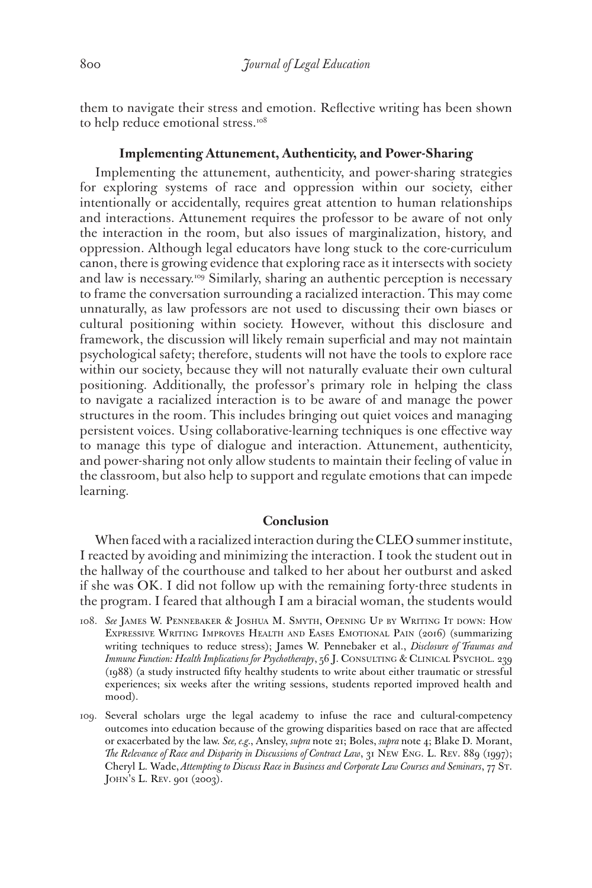them to navigate their stress and emotion. Reflective writing has been shown to help reduce emotional stress.[108]

### Implementing Attunement, Authenticity, and Power-Sharing

Implementing the attunement, authenticity, and power-sharing strategies for exploring systems of race and oppression within our society, either intentionally or accidentally, requires great attention to human relationships and interactions. Attunement requires the professor to be aware of not only the interaction in the room, but also issues of marginalization, history, and oppression. Although legal educators have long stuck to the core-curriculum canon, there is growing evidence that exploring race as it intersects with society and law is necessary.[109] Similarly, sharing an authentic perception is necessary to frame the conversation surrounding a racialized interaction. This may come unnaturally, as law professors are not used to discussing their own biases or cultural positioning within society. However, without this disclosure and framework, the discussion will likely remain superficial and may not maintain psychological safety; therefore, students will not have the tools to explore race within our society, because they will not naturally evaluate their own cultural positioning. Additionally, the professor's primary role in helping the class to navigate a racialized interaction is to be aware of and manage the power structures in the room. This includes bringing out quiet voices and managing persistent voices. Using collaborative-learning techniques is one effective way to manage this type of dialogue and interaction. Attunement, authenticity, and power-sharing not only allow students to maintain their feeling of value in the classroom, but also help to support and regulate emotions that can impede learning.

### Conclusion

When faced with a racialized interaction during the CLEO summer institute, I reacted by avoiding and minimizing the interaction. I took the student out in the hallway of the courthouse and talked to her about her outburst and asked if she was OK. I did not follow up with the remaining forty-three students in the program. I feared that although I am a biracial woman, the students would

108. *See* James W. Pennebaker & Joshua M. Smyth, Opening Up by Writing It down: How Expressive Writing Improves Health and Eases Emotional Pain (2016) (summarizing writing techniques to reduce stress); James W. Pennebaker et al., *Disclosure of Traumas and Immune Function: Health Implications for Psychotherapy*, 56 J. Consulting & Clinical Psychol. 239 (1988) (a study instructed fifty healthy students to write about either traumatic or stressful experiences; six weeks after the writing sessions, students reported improved health and mood).

109. Several scholars urge the legal academy to infuse the race and cultural-competency outcomes into education because of the growing disparities based on race that are affected or exacerbated by the law. *See, e.g.*, Ansley, *supra* note 21; Boles, *supra* note 4; Blake D. Morant, *The Relevance of Race and Disparity in Discussions of Contract Law*, 31 New Eng. L. Rev. 889 (1997); Cheryl L. Wade, *Attempting to Discuss Race in Business and Corporate Law Courses and Seminars*, 77 St. John's L. Rev. 901 (2003).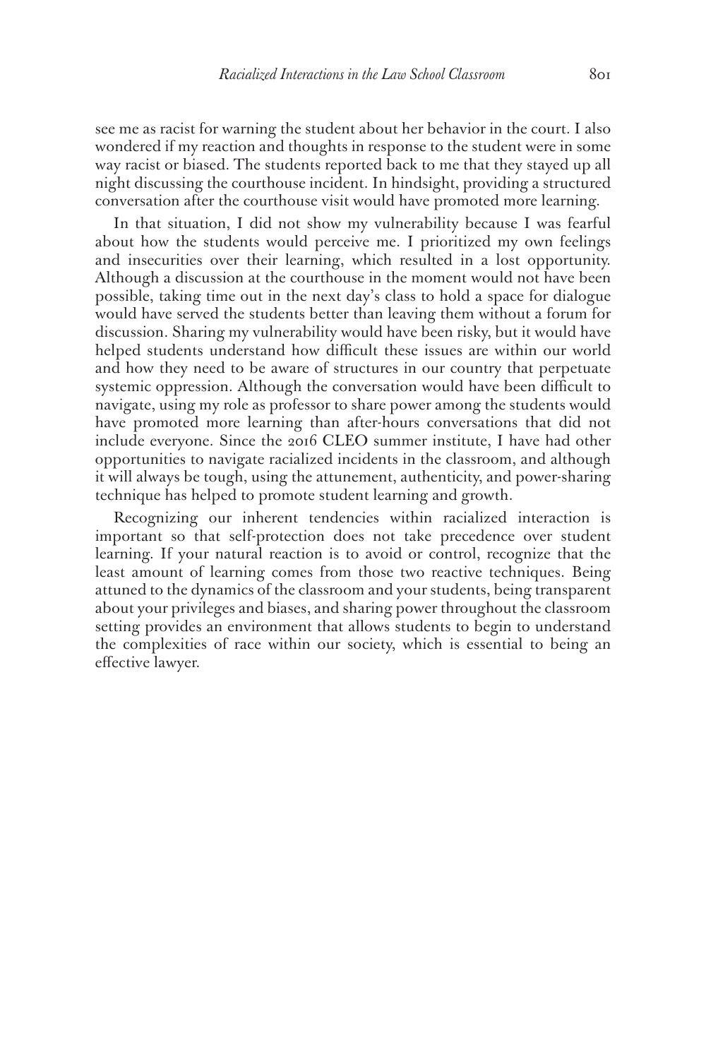see me as racist for warning the student about her behavior in the court. I also wondered if my reaction and thoughts in response to the student were in some way racist or biased. The students reported back to me that they stayed up all night discussing the courthouse incident. In hindsight, providing a structured conversation after the courthouse visit would have promoted more learning.

In that situation, I did not show my vulnerability because I was fearful about how the students would perceive me. I prioritized my own feelings and insecurities over their learning, which resulted in a lost opportunity. Although a discussion at the courthouse in the moment would not have been possible, taking time out in the next day's class to hold a space for dialogue would have served the students better than leaving them without a forum for discussion. Sharing my vulnerability would have been risky, but it would have helped students understand how difficult these issues are within our world and how they need to be aware of structures in our country that perpetuate systemic oppression. Although the conversation would have been difficult to navigate, using my role as professor to share power among the students would have promoted more learning than after-hours conversations that did not include everyone. Since the 2016 CLEO summer institute, I have had other opportunities to navigate racialized incidents in the classroom, and although it will always be tough, using the attunement, authenticity, and power-sharing technique has helped to promote student learning and growth.

Recognizing our inherent tendencies within racialized interaction is important so that self-protection does not take precedence over student learning. If your natural reaction is to avoid or control, recognize that the least amount of learning comes from those two reactive techniques. Being attuned to the dynamics of the classroom and your students, being transparent about your privileges and biases, and sharing power throughout the classroom setting provides an environment that allows students to begin to understand the complexities of race within our society, which is essential to being an effective lawyer.